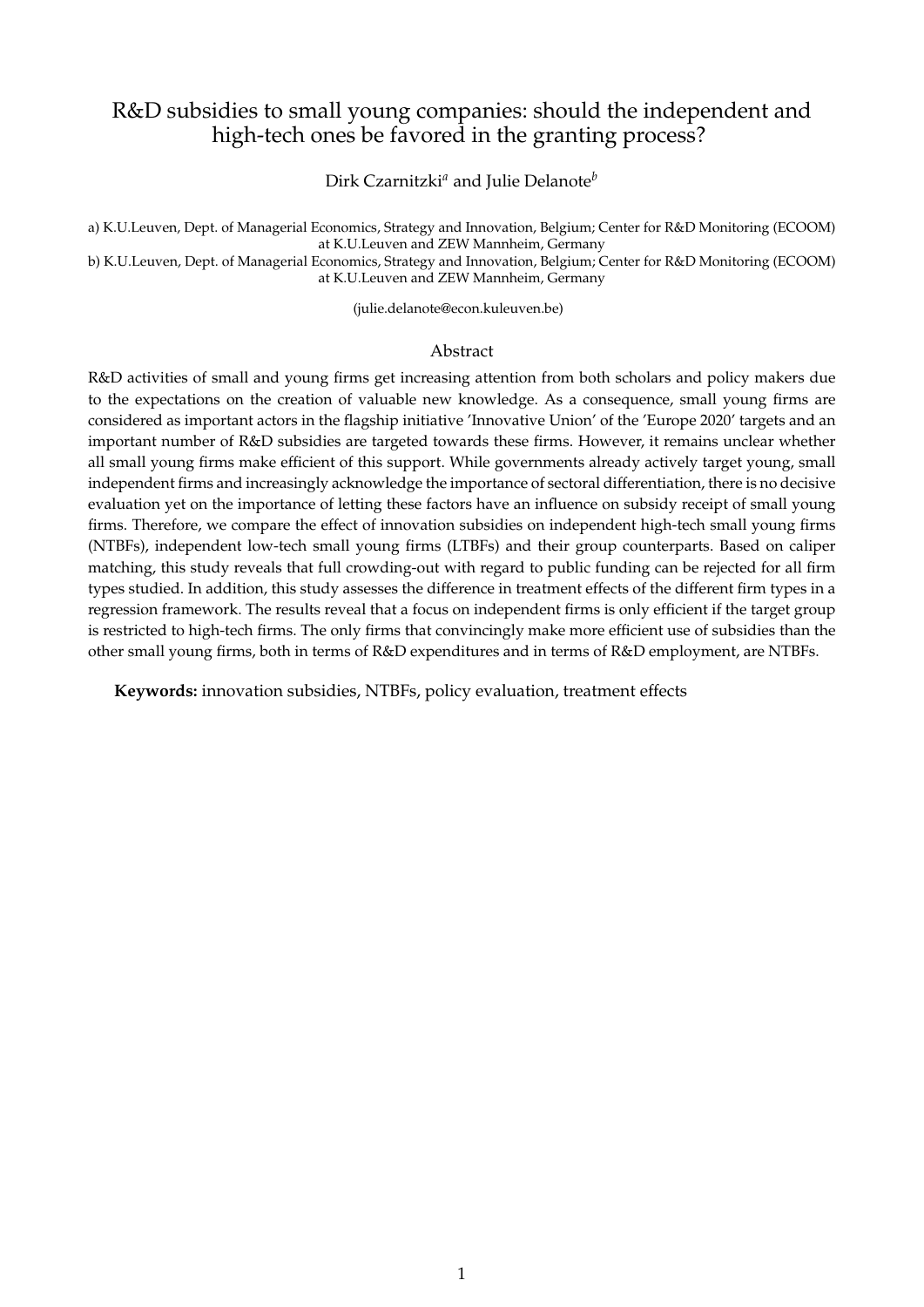# R&D subsidies to small young companies: should the independent and high-tech ones be favored in the granting process?

Dirk Czarnitzki[a] and Julie Delanote[b]

a) K.U.Leuven, Dept. of Managerial Economics, Strategy and Innovation, Belgium; Center for R&D Monitoring (ECOOM) at K.U.Leuven and ZEW Mannheim, Germany
b) K.U.Leuven, Dept. of Managerial Economics, Strategy and Innovation, Belgium; Center for R&D Monitoring (ECOOM) at K.U.Leuven and ZEW Mannheim, Germany

(julie.delanote@econ.kuleuven.be)

## Abstract

R&D activities of small and young firms get increasing attention from both scholars and policy makers due to the expectations on the creation of valuable new knowledge. As a consequence, small young firms are considered as important actors in the flagship initiative 'Innovative Union' of the 'Europe 2020' targets and an important number of R&D subsidies are targeted towards these firms. However, it remains unclear whether all small young firms make efficient of this support. While governments already actively target young, small independent firms and increasingly acknowledge the importance of sectoral differentiation, there is no decisive evaluation yet on the importance of letting these factors have an influence on subsidy receipt of small young firms. Therefore, we compare the effect of innovation subsidies on independent high-tech small young firms (NTBFs), independent low-tech small young firms (LTBFs) and their group counterparts. Based on caliper matching, this study reveals that full crowding-out with regard to public funding can be rejected for all firm types studied. In addition, this study assesses the difference in treatment effects of the different firm types in a regression framework. The results reveal that a focus on independent firms is only efficient if the target group is restricted to high-tech firms. The only firms that convincingly make more efficient use of subsidies than the other small young firms, both in terms of R&D expenditures and in terms of R&D employment, are NTBFs.

**Keywords:** innovation subsidies, NTBFs, policy evaluation, treatment effects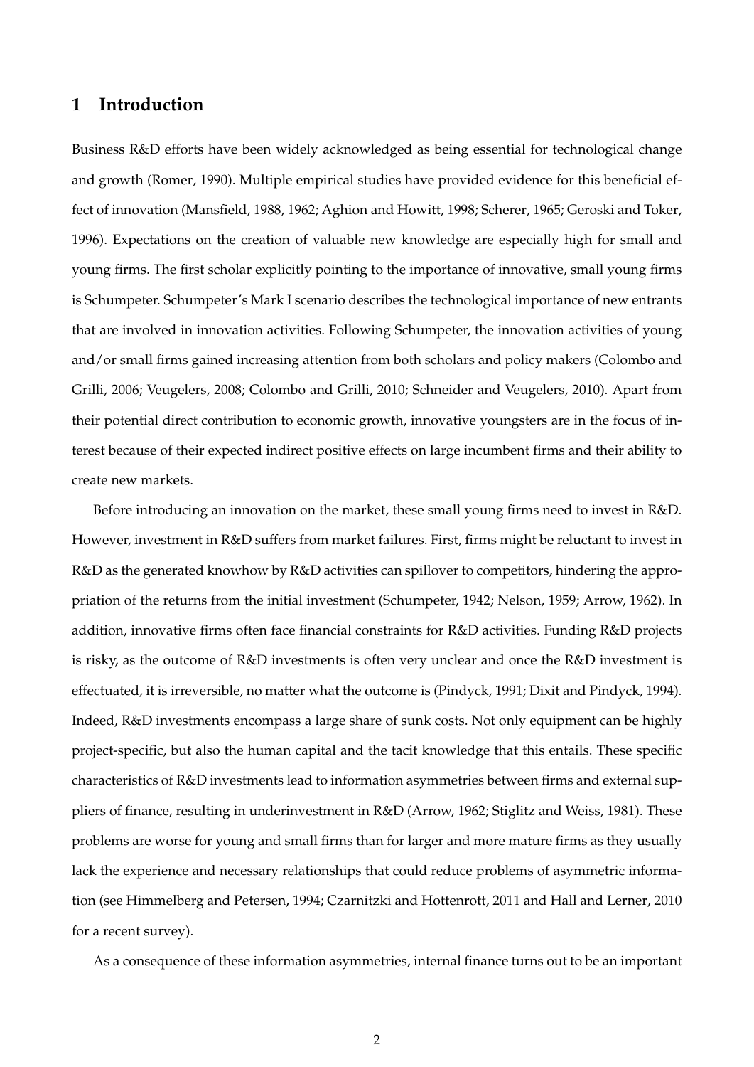## 1 Introduction

Business R&D efforts have been widely acknowledged as being essential for technological change and growth (Romer, 1990). Multiple empirical studies have provided evidence for this beneficial effect of innovation (Mansfield, 1988, 1962; Aghion and Howitt, 1998; Scherer, 1965; Geroski and Toker, 1996). Expectations on the creation of valuable new knowledge are especially high for small and young firms. The first scholar explicitly pointing to the importance of innovative, small young firms is Schumpeter. Schumpeter's Mark I scenario describes the technological importance of new entrants that are involved in innovation activities. Following Schumpeter, the innovation activities of young and/or small firms gained increasing attention from both scholars and policy makers (Colombo and Grilli, 2006; Veugelers, 2008; Colombo and Grilli, 2010; Schneider and Veugelers, 2010). Apart from their potential direct contribution to economic growth, innovative youngsters are in the focus of interest because of their expected indirect positive effects on large incumbent firms and their ability to create new markets.

Before introducing an innovation on the market, these small young firms need to invest in R&D. However, investment in R&D suffers from market failures. First, firms might be reluctant to invest in R&D as the generated knowhow by R&D activities can spillover to competitors, hindering the appropriation of the returns from the initial investment (Schumpeter, 1942; Nelson, 1959; Arrow, 1962). In addition, innovative firms often face financial constraints for R&D activities. Funding R&D projects is risky, as the outcome of R&D investments is often very unclear and once the R&D investment is effectuated, it is irreversible, no matter what the outcome is (Pindyck, 1991; Dixit and Pindyck, 1994). Indeed, R&D investments encompass a large share of sunk costs. Not only equipment can be highly project-specific, but also the human capital and the tacit knowledge that this entails. These specific characteristics of R&D investments lead to information asymmetries between firms and external suppliers of finance, resulting in underinvestment in R&D (Arrow, 1962; Stiglitz and Weiss, 1981). These problems are worse for young and small firms than for larger and more mature firms as they usually lack the experience and necessary relationships that could reduce problems of asymmetric information (see Himmelberg and Petersen, 1994; Czarnitzki and Hottenrott, 2011 and Hall and Lerner, 2010 for a recent survey).

As a consequence of these information asymmetries, internal finance turns out to be an important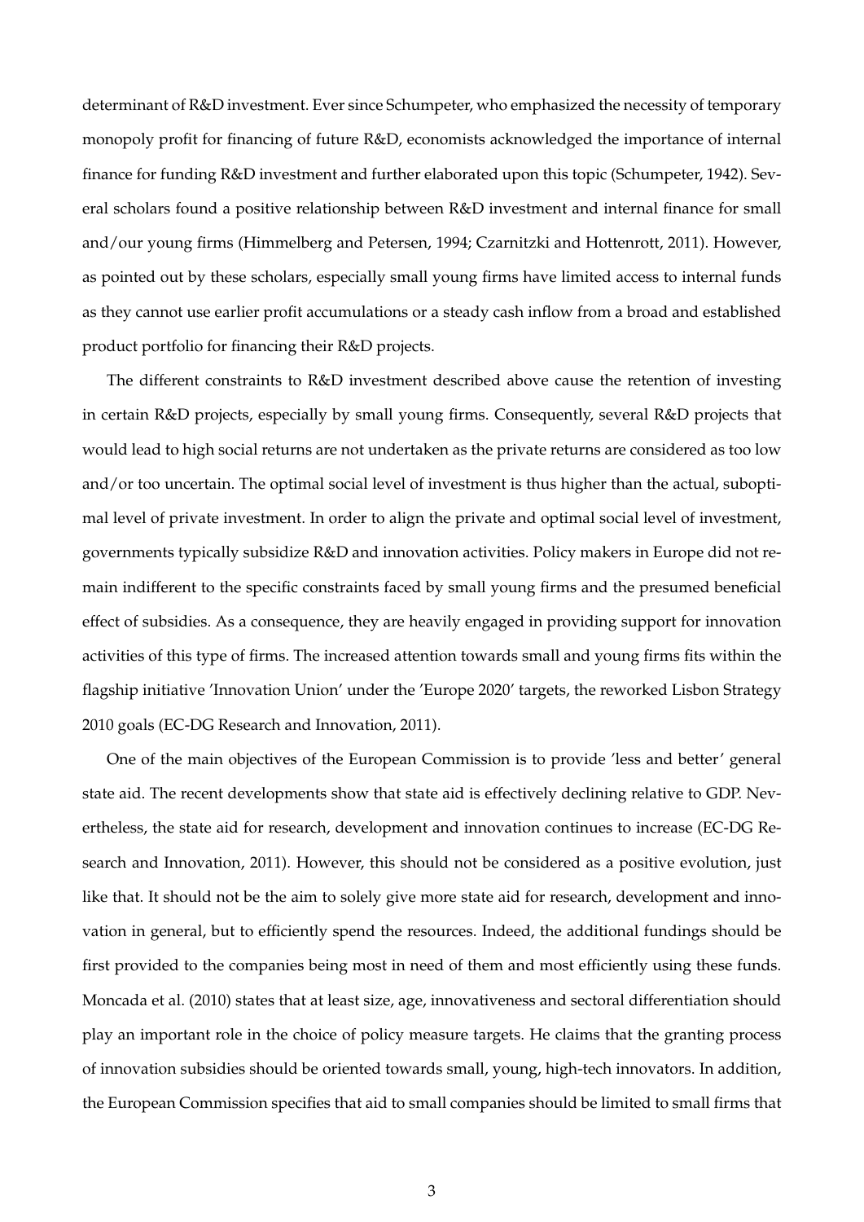determinant of R&D investment. Ever since Schumpeter, who emphasized the necessity of temporary monopoly profit for financing of future R&D, economists acknowledged the importance of internal finance for funding R&D investment and further elaborated upon this topic (Schumpeter, 1942). Several scholars found a positive relationship between R&D investment and internal finance for small and/our young firms (Himmelberg and Petersen, 1994; Czarnitzki and Hottenrott, 2011). However, as pointed out by these scholars, especially small young firms have limited access to internal funds as they cannot use earlier profit accumulations or a steady cash inflow from a broad and established product portfolio for financing their R&D projects.

The different constraints to R&D investment described above cause the retention of investing in certain R&D projects, especially by small young firms. Consequently, several R&D projects that would lead to high social returns are not undertaken as the private returns are considered as too low and/or too uncertain. The optimal social level of investment is thus higher than the actual, suboptimal level of private investment. In order to align the private and optimal social level of investment, governments typically subsidize R&D and innovation activities. Policy makers in Europe did not remain indifferent to the specific constraints faced by small young firms and the presumed beneficial effect of subsidies. As a consequence, they are heavily engaged in providing support for innovation activities of this type of firms. The increased attention towards small and young firms fits within the flagship initiative 'Innovation Union' under the 'Europe 2020' targets, the reworked Lisbon Strategy 2010 goals (EC-DG Research and Innovation, 2011).

One of the main objectives of the European Commission is to provide 'less and better' general state aid. The recent developments show that state aid is effectively declining relative to GDP. Nevertheless, the state aid for research, development and innovation continues to increase (EC-DG Research and Innovation, 2011). However, this should not be considered as a positive evolution, just like that. It should not be the aim to solely give more state aid for research, development and innovation in general, but to efficiently spend the resources. Indeed, the additional fundings should be first provided to the companies being most in need of them and most efficiently using these funds. Moncada et al. (2010) states that at least size, age, innovativeness and sectoral differentiation should play an important role in the choice of policy measure targets. He claims that the granting process of innovation subsidies should be oriented towards small, young, high-tech innovators. In addition, the European Commission specifies that aid to small companies should be limited to small firms that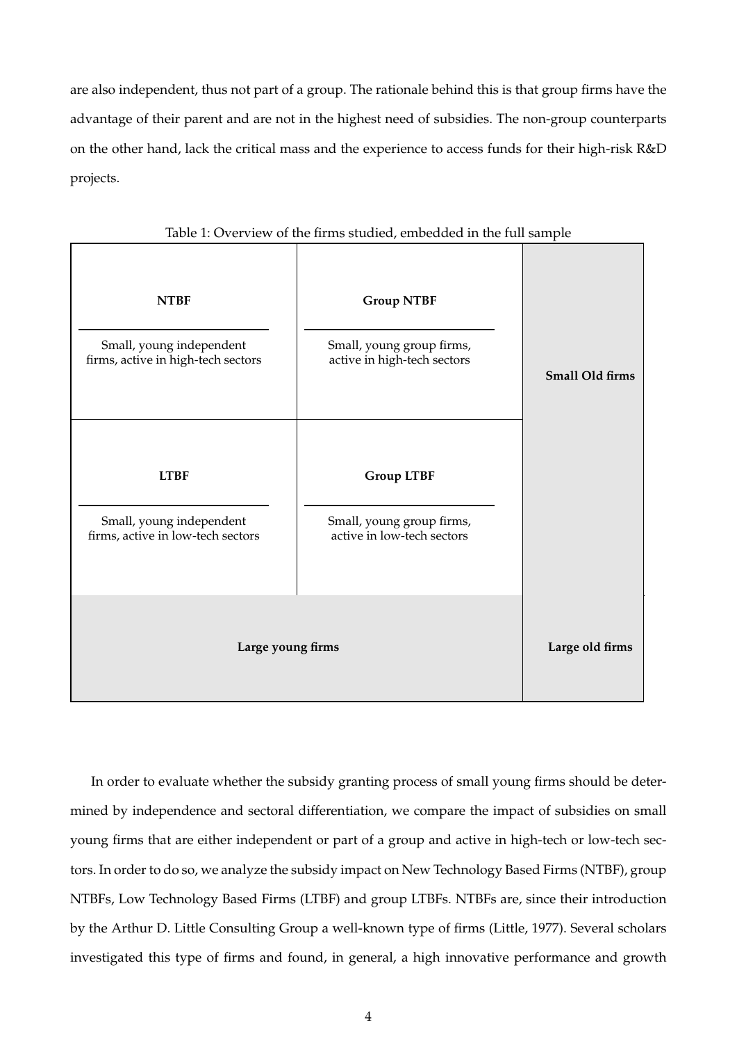are also independent, thus not part of a group. The rationale behind this is that group firms have the advantage of their parent and are not in the highest need of subsidies. The non-group counterparts on the other hand, lack the critical mass and the experience to access funds for their high-risk R&D projects.

Table 1: Overview of the firms studied, embedded in the full sample

| | | |
|---|---|---|
| **NTBF**<br>Small, young independent firms, active in high-tech sectors | **Group NTBF**<br>Small, young group firms, active in high-tech sectors | **Small Old firms** |
| **LTBF**<br>Small, young independent firms, active in low-tech sectors | **Group LTBF**<br>Small, young group firms, active in low-tech sectors | |
| **Large young firms** | | **Large old firms** |

In order to evaluate whether the subsidy granting process of small young firms should be determined by independence and sectoral differentiation, we compare the impact of subsidies on small young firms that are either independent or part of a group and active in high-tech or low-tech sectors. In order to do so, we analyze the subsidy impact on New Technology Based Firms (NTBF), group NTBFs, Low Technology Based Firms (LTBF) and group LTBFs. NTBFs are, since their introduction by the Arthur D. Little Consulting Group a well-known type of firms (Little, 1977). Several scholars investigated this type of firms and found, in general, a high innovative performance and growth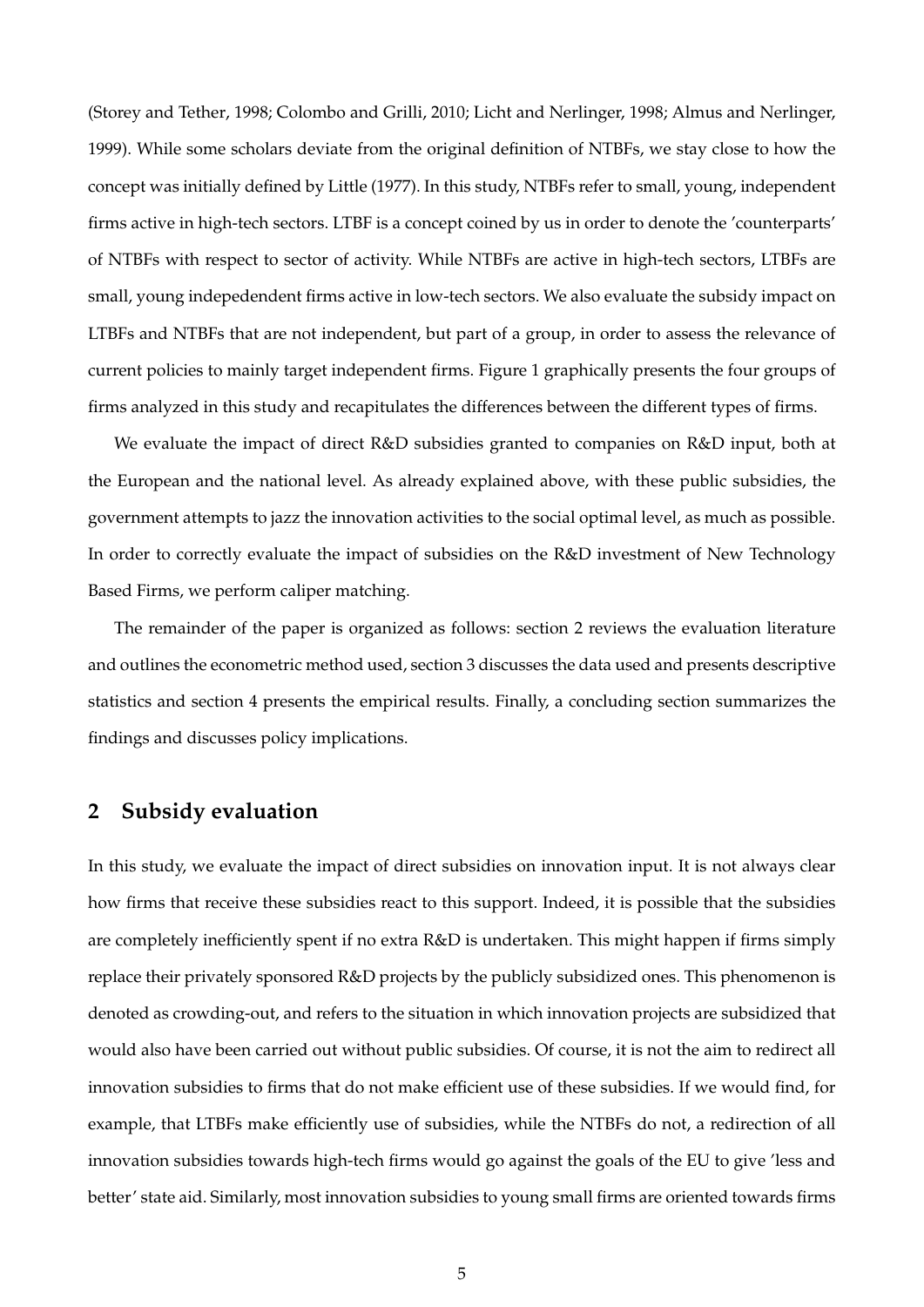(Storey and Tether, 1998; Colombo and Grilli, 2010; Licht and Nerlinger, 1998; Almus and Nerlinger, 1999). While some scholars deviate from the original definition of NTBFs, we stay close to how the concept was initially defined by Little (1977). In this study, NTBFs refer to small, young, independent firms active in high-tech sectors. LTBF is a concept coined by us in order to denote the 'counterparts' of NTBFs with respect to sector of activity. While NTBFs are active in high-tech sectors, LTBFs are small, young indepedendent firms active in low-tech sectors. We also evaluate the subsidy impact on LTBFs and NTBFs that are not independent, but part of a group, in order to assess the relevance of current policies to mainly target independent firms. Figure 1 graphically presents the four groups of firms analyzed in this study and recapitulates the differences between the different types of firms.

We evaluate the impact of direct R&D subsidies granted to companies on R&D input, both at the European and the national level. As already explained above, with these public subsidies, the government attempts to jazz the innovation activities to the social optimal level, as much as possible. In order to correctly evaluate the impact of subsidies on the R&D investment of New Technology Based Firms, we perform caliper matching.

The remainder of the paper is organized as follows: section 2 reviews the evaluation literature and outlines the econometric method used, section 3 discusses the data used and presents descriptive statistics and section 4 presents the empirical results. Finally, a concluding section summarizes the findings and discusses policy implications.

## 2 Subsidy evaluation

In this study, we evaluate the impact of direct subsidies on innovation input. It is not always clear how firms that receive these subsidies react to this support. Indeed, it is possible that the subsidies are completely inefficiently spent if no extra R&D is undertaken. This might happen if firms simply replace their privately sponsored R&D projects by the publicly subsidized ones. This phenomenon is denoted as crowding-out, and refers to the situation in which innovation projects are subsidized that would also have been carried out without public subsidies. Of course, it is not the aim to redirect all innovation subsidies to firms that do not make efficient use of these subsidies. If we would find, for example, that LTBFs make efficiently use of subsidies, while the NTBFs do not, a redirection of all innovation subsidies towards high-tech firms would go against the goals of the EU to give 'less and better' state aid. Similarly, most innovation subsidies to young small firms are oriented towards firms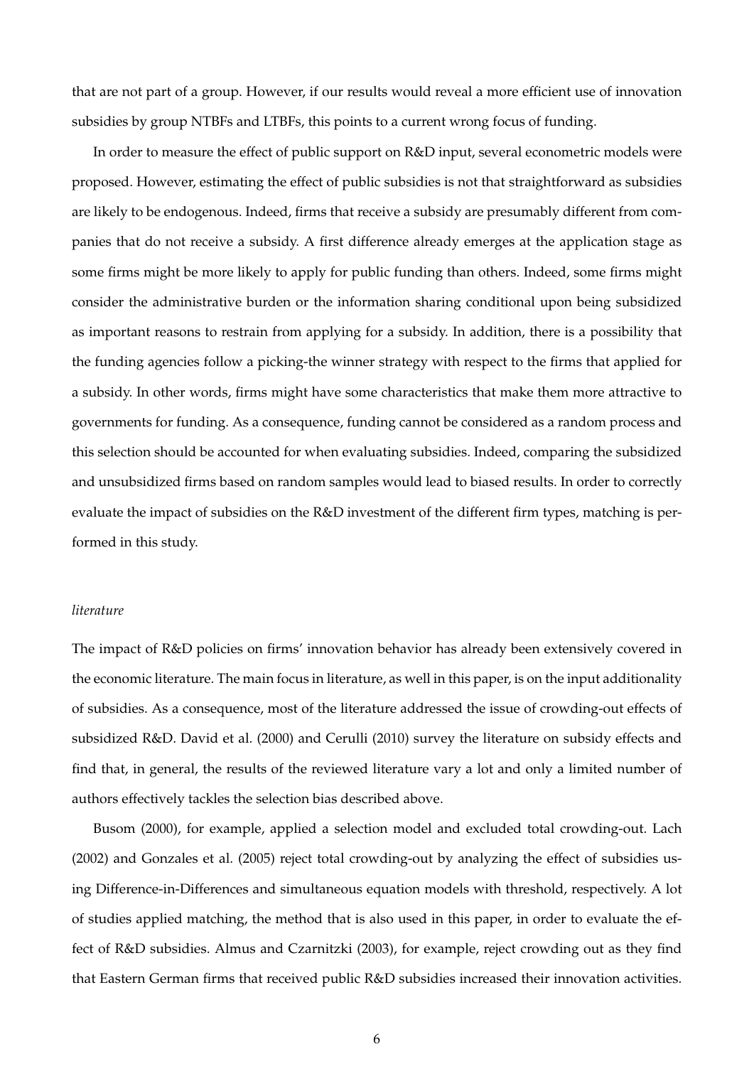that are not part of a group. However, if our results would reveal a more efficient use of innovation subsidies by group NTBFs and LTBFs, this points to a current wrong focus of funding.

In order to measure the effect of public support on R&D input, several econometric models were proposed. However, estimating the effect of public subsidies is not that straightforward as subsidies are likely to be endogenous. Indeed, firms that receive a subsidy are presumably different from companies that do not receive a subsidy. A first difference already emerges at the application stage as some firms might be more likely to apply for public funding than others. Indeed, some firms might consider the administrative burden or the information sharing conditional upon being subsidized as important reasons to restrain from applying for a subsidy. In addition, there is a possibility that the funding agencies follow a picking-the winner strategy with respect to the firms that applied for a subsidy. In other words, firms might have some characteristics that make them more attractive to governments for funding. As a consequence, funding cannot be considered as a random process and this selection should be accounted for when evaluating subsidies. Indeed, comparing the subsidized and unsubsidized firms based on random samples would lead to biased results. In order to correctly evaluate the impact of subsidies on the R&D investment of the different firm types, matching is performed in this study.

*literature*

The impact of R&D policies on firms' innovation behavior has already been extensively covered in the economic literature. The main focus in literature, as well in this paper, is on the input additionality of subsidies. As a consequence, most of the literature addressed the issue of crowding-out effects of subsidized R&D. David et al. (2000) and Cerulli (2010) survey the literature on subsidy effects and find that, in general, the results of the reviewed literature vary a lot and only a limited number of authors effectively tackles the selection bias described above.

Busom (2000), for example, applied a selection model and excluded total crowding-out. Lach (2002) and Gonzales et al. (2005) reject total crowding-out by analyzing the effect of subsidies using Difference-in-Differences and simultaneous equation models with threshold, respectively. A lot of studies applied matching, the method that is also used in this paper, in order to evaluate the effect of R&D subsidies. Almus and Czarnitzki (2003), for example, reject crowding out as they find that Eastern German firms that received public R&D subsidies increased their innovation activities.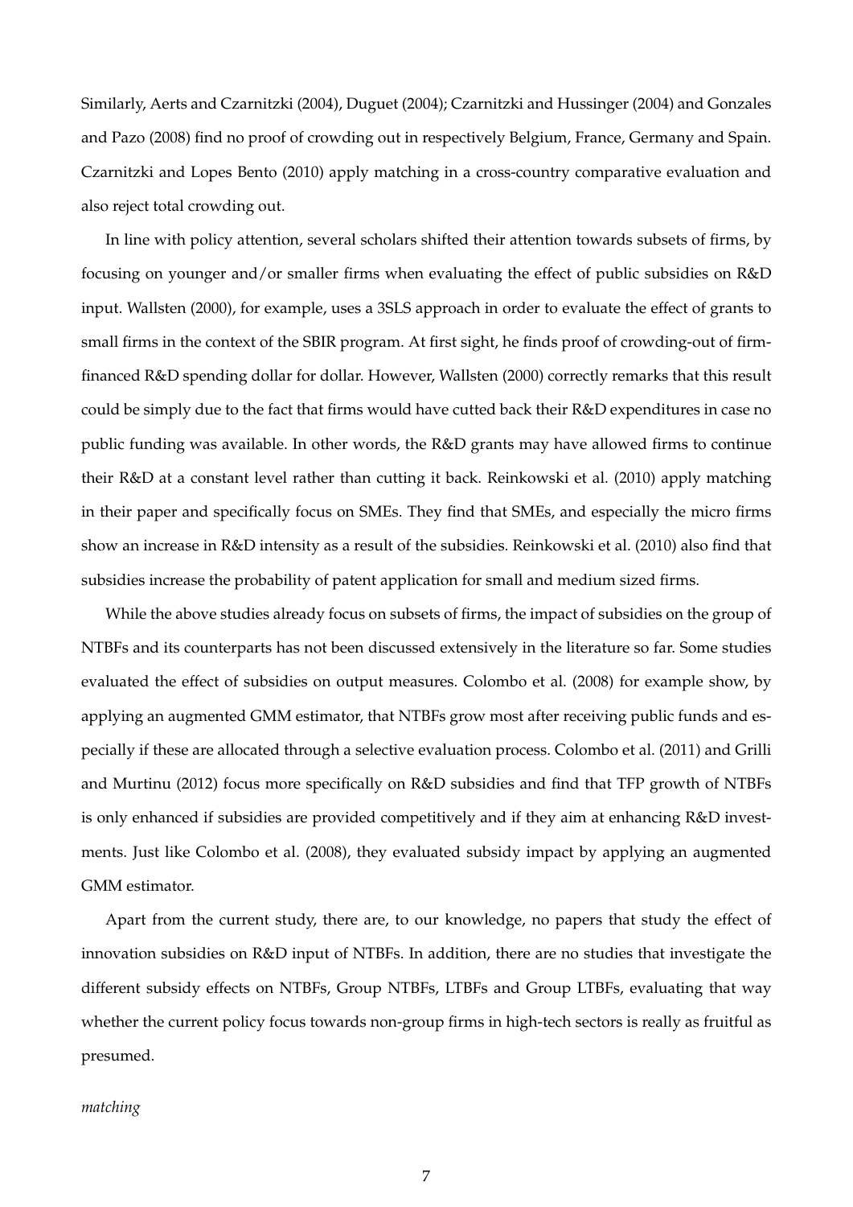Similarly, Aerts and Czarnitzki (2004), Duguet (2004); Czarnitzki and Hussinger (2004) and Gonzales and Pazo (2008) find no proof of crowding out in respectively Belgium, France, Germany and Spain. Czarnitzki and Lopes Bento (2010) apply matching in a cross-country comparative evaluation and also reject total crowding out.

In line with policy attention, several scholars shifted their attention towards subsets of firms, by focusing on younger and/or smaller firms when evaluating the effect of public subsidies on R&D input. Wallsten (2000), for example, uses a 3SLS approach in order to evaluate the effect of grants to small firms in the context of the SBIR program. At first sight, he finds proof of crowding-out of firm-financed R&D spending dollar for dollar. However, Wallsten (2000) correctly remarks that this result could be simply due to the fact that firms would have cutted back their R&D expenditures in case no public funding was available. In other words, the R&D grants may have allowed firms to continue their R&D at a constant level rather than cutting it back. Reinkowski et al. (2010) apply matching in their paper and specifically focus on SMEs. They find that SMEs, and especially the micro firms show an increase in R&D intensity as a result of the subsidies. Reinkowski et al. (2010) also find that subsidies increase the probability of patent application for small and medium sized firms.

While the above studies already focus on subsets of firms, the impact of subsidies on the group of NTBFs and its counterparts has not been discussed extensively in the literature so far. Some studies evaluated the effect of subsidies on output measures. Colombo et al. (2008) for example show, by applying an augmented GMM estimator, that NTBFs grow most after receiving public funds and especially if these are allocated through a selective evaluation process. Colombo et al. (2011) and Grilli and Murtinu (2012) focus more specifically on R&D subsidies and find that TFP growth of NTBFs is only enhanced if subsidies are provided competitively and if they aim at enhancing R&D investments. Just like Colombo et al. (2008), they evaluated subsidy impact by applying an augmented GMM estimator.

Apart from the current study, there are, to our knowledge, no papers that study the effect of innovation subsidies on R&D input of NTBFs. In addition, there are no studies that investigate the different subsidy effects on NTBFs, Group NTBFs, LTBFs and Group LTBFs, evaluating that way whether the current policy focus towards non-group firms in high-tech sectors is really as fruitful as presumed.

*matching*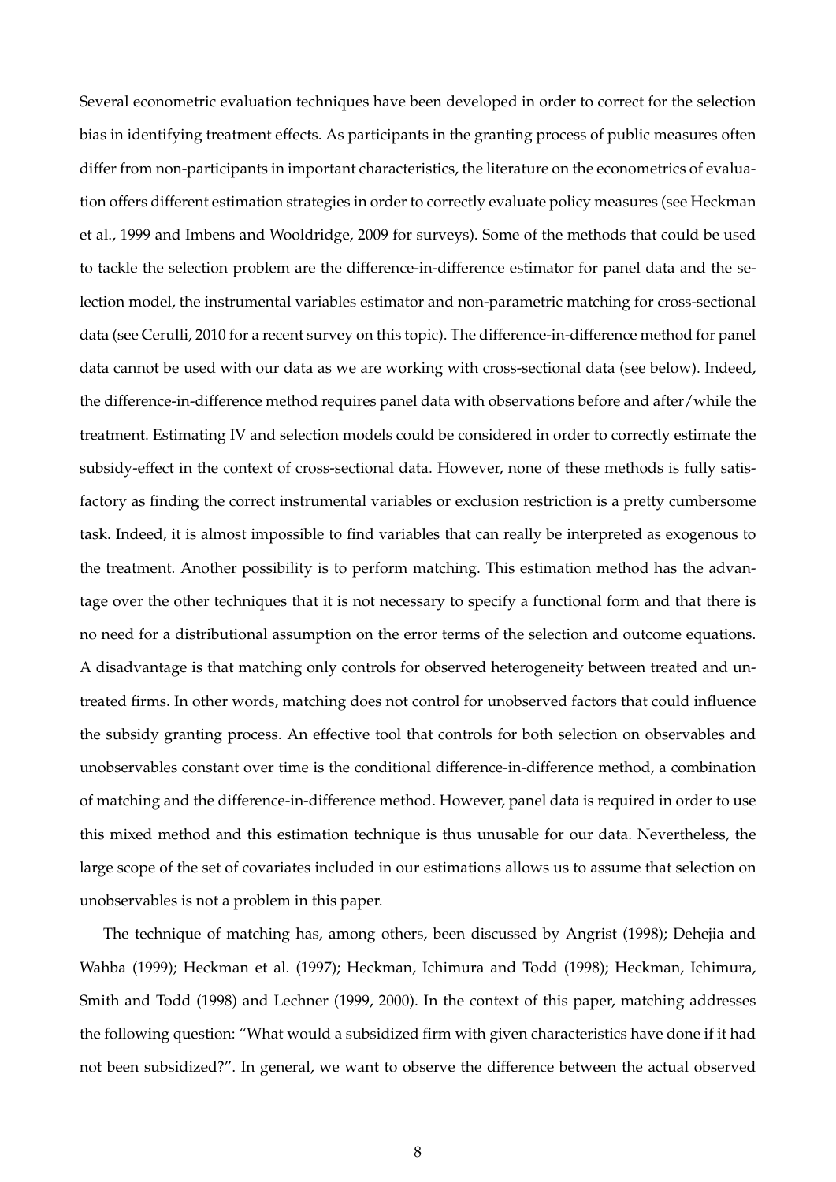Several econometric evaluation techniques have been developed in order to correct for the selection bias in identifying treatment effects. As participants in the granting process of public measures often differ from non-participants in important characteristics, the literature on the econometrics of evaluation offers different estimation strategies in order to correctly evaluate policy measures (see Heckman et al., 1999 and Imbens and Wooldridge, 2009 for surveys). Some of the methods that could be used to tackle the selection problem are the difference-in-difference estimator for panel data and the selection model, the instrumental variables estimator and non-parametric matching for cross-sectional data (see Cerulli, 2010 for a recent survey on this topic). The difference-in-difference method for panel data cannot be used with our data as we are working with cross-sectional data (see below). Indeed, the difference-in-difference method requires panel data with observations before and after/while the treatment. Estimating IV and selection models could be considered in order to correctly estimate the subsidy-effect in the context of cross-sectional data. However, none of these methods is fully satisfactory as finding the correct instrumental variables or exclusion restriction is a pretty cumbersome task. Indeed, it is almost impossible to find variables that can really be interpreted as exogenous to the treatment. Another possibility is to perform matching. This estimation method has the advantage over the other techniques that it is not necessary to specify a functional form and that there is no need for a distributional assumption on the error terms of the selection and outcome equations. A disadvantage is that matching only controls for observed heterogeneity between treated and untreated firms. In other words, matching does not control for unobserved factors that could influence the subsidy granting process. An effective tool that controls for both selection on observables and unobservables constant over time is the conditional difference-in-difference method, a combination of matching and the difference-in-difference method. However, panel data is required in order to use this mixed method and this estimation technique is thus unusable for our data. Nevertheless, the large scope of the set of covariates included in our estimations allows us to assume that selection on unobservables is not a problem in this paper.

The technique of matching has, among others, been discussed by Angrist (1998); Dehejia and Wahba (1999); Heckman et al. (1997); Heckman, Ichimura and Todd (1998); Heckman, Ichimura, Smith and Todd (1998) and Lechner (1999, 2000). In the context of this paper, matching addresses the following question: "What would a subsidized firm with given characteristics have done if it had not been subsidized?". In general, we want to observe the difference between the actual observed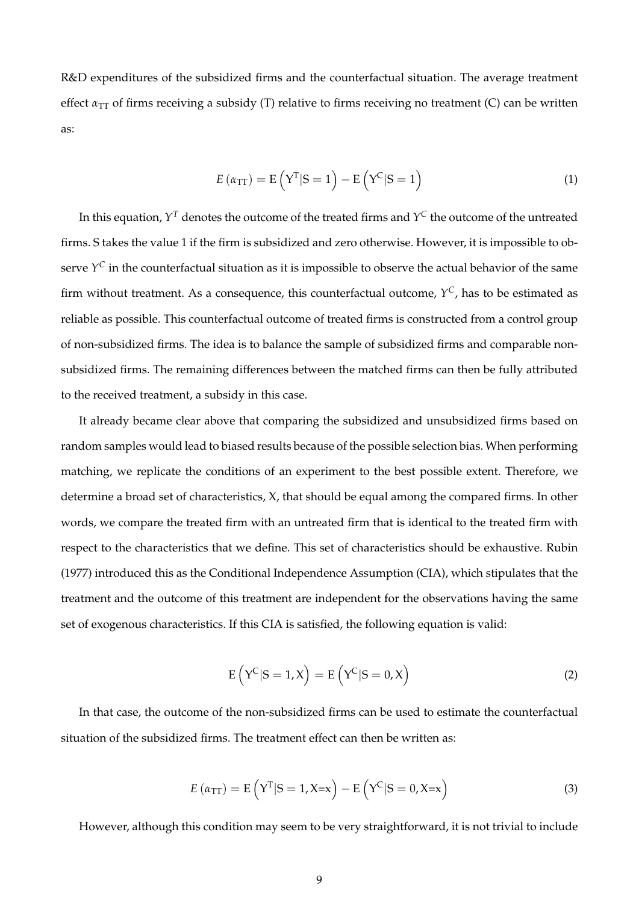R&D expenditures of the subsidized firms and the counterfactual situation. The average treatment effect $\alpha_{TT}$ of firms receiving a subsidy (T) relative to firms receiving no treatment (C) can be written as:

$$E\left(\alpha_{TT}\right) = \mathrm{E}\left(\mathrm{Y}^{\mathrm{T}}|\mathrm{S}=1\right) - \mathrm{E}\left(\mathrm{Y}^{\mathrm{C}}|\mathrm{S}=1\right) \tag{1}$$

In this equation, $Y^T$ denotes the outcome of the treated firms and $Y^C$ the outcome of the untreated firms. S takes the value 1 if the firm is subsidized and zero otherwise. However, it is impossible to observe $Y^C$ in the counterfactual situation as it is impossible to observe the actual behavior of the same firm without treatment. As a consequence, this counterfactual outcome, $Y^C$, has to be estimated as reliable as possible. This counterfactual outcome of treated firms is constructed from a control group of non-subsidized firms. The idea is to balance the sample of subsidized firms and comparable non-subsidized firms. The remaining differences between the matched firms can then be fully attributed to the received treatment, a subsidy in this case.

It already became clear above that comparing the subsidized and unsubsidized firms based on random samples would lead to biased results because of the possible selection bias. When performing matching, we replicate the conditions of an experiment to the best possible extent. Therefore, we determine a broad set of characteristics, X, that should be equal among the compared firms. In other words, we compare the treated firm with an untreated firm that is identical to the treated firm with respect to the characteristics that we define. This set of characteristics should be exhaustive. Rubin (1977) introduced this as the Conditional Independence Assumption (CIA), which stipulates that the treatment and the outcome of this treatment are independent for the observations having the same set of exogenous characteristics. If this CIA is satisfied, the following equation is valid:

$$\mathrm{E}\left(\mathrm{Y}^{\mathrm{C}}|\mathrm{S}=1,\mathrm{X}\right) = \mathrm{E}\left(\mathrm{Y}^{\mathrm{C}}|\mathrm{S}=0,\mathrm{X}\right) \tag{2}$$

In that case, the outcome of the non-subsidized firms can be used to estimate the counterfactual situation of the subsidized firms. The treatment effect can then be written as:

$$E\left(\alpha_{TT}\right) = \mathrm{E}\left(\mathrm{Y}^{\mathrm{T}}|\mathrm{S}=1,\mathrm{X}{=}\mathrm{x}\right) - \mathrm{E}\left(\mathrm{Y}^{\mathrm{C}}|\mathrm{S}=0,\mathrm{X}{=}\mathrm{x}\right) \tag{3}$$

However, although this condition may seem to be very straightforward, it is not trivial to include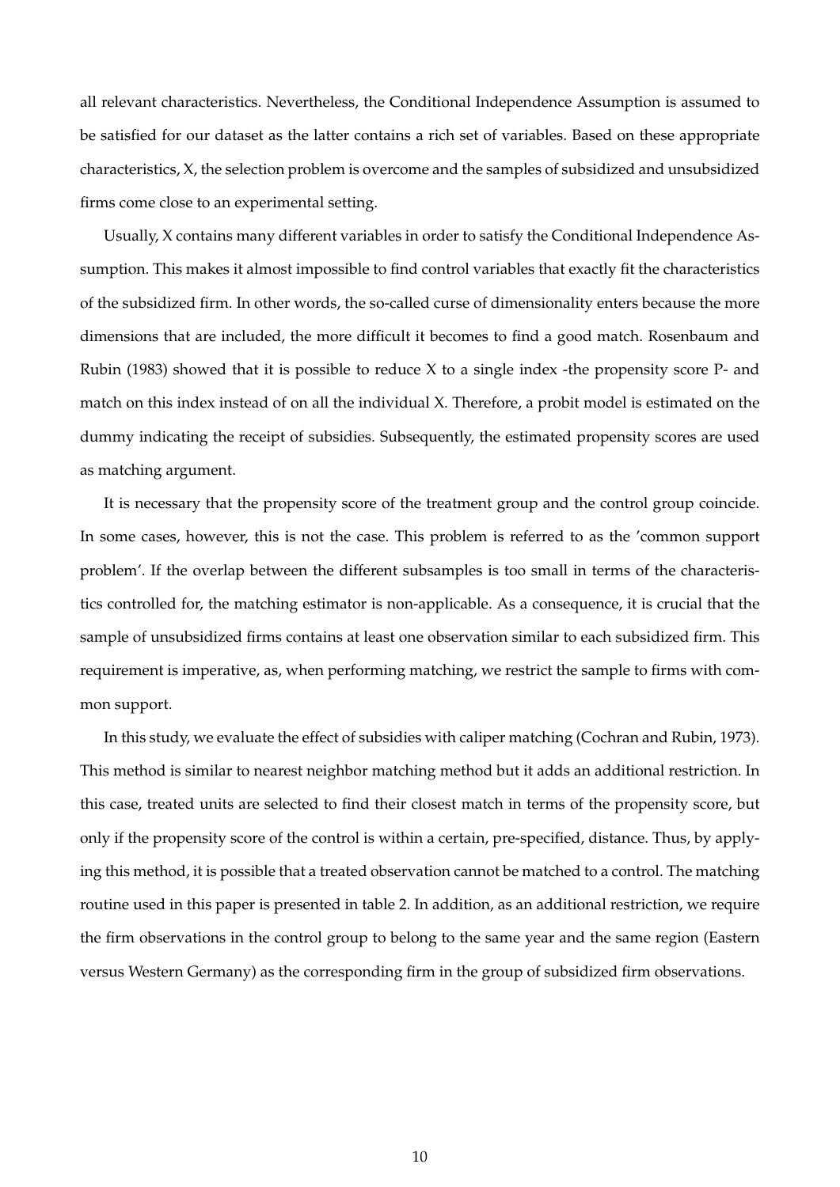all relevant characteristics. Nevertheless, the Conditional Independence Assumption is assumed to be satisfied for our dataset as the latter contains a rich set of variables. Based on these appropriate characteristics, X, the selection problem is overcome and the samples of subsidized and unsubsidized firms come close to an experimental setting.

Usually, X contains many different variables in order to satisfy the Conditional Independence Assumption. This makes it almost impossible to find control variables that exactly fit the characteristics of the subsidized firm. In other words, the so-called curse of dimensionality enters because the more dimensions that are included, the more difficult it becomes to find a good match. Rosenbaum and Rubin (1983) showed that it is possible to reduce X to a single index -the propensity score P- and match on this index instead of on all the individual X. Therefore, a probit model is estimated on the dummy indicating the receipt of subsidies. Subsequently, the estimated propensity scores are used as matching argument.

It is necessary that the propensity score of the treatment group and the control group coincide. In some cases, however, this is not the case. This problem is referred to as the 'common support problem'. If the overlap between the different subsamples is too small in terms of the characteristics controlled for, the matching estimator is non-applicable. As a consequence, it is crucial that the sample of unsubsidized firms contains at least one observation similar to each subsidized firm. This requirement is imperative, as, when performing matching, we restrict the sample to firms with common support.

In this study, we evaluate the effect of subsidies with caliper matching (Cochran and Rubin, 1973). This method is similar to nearest neighbor matching method but it adds an additional restriction. In this case, treated units are selected to find their closest match in terms of the propensity score, but only if the propensity score of the control is within a certain, pre-specified, distance. Thus, by applying this method, it is possible that a treated observation cannot be matched to a control. The matching routine used in this paper is presented in table 2. In addition, as an additional restriction, we require the firm observations in the control group to belong to the same year and the same region (Eastern versus Western Germany) as the corresponding firm in the group of subsidized firm observations.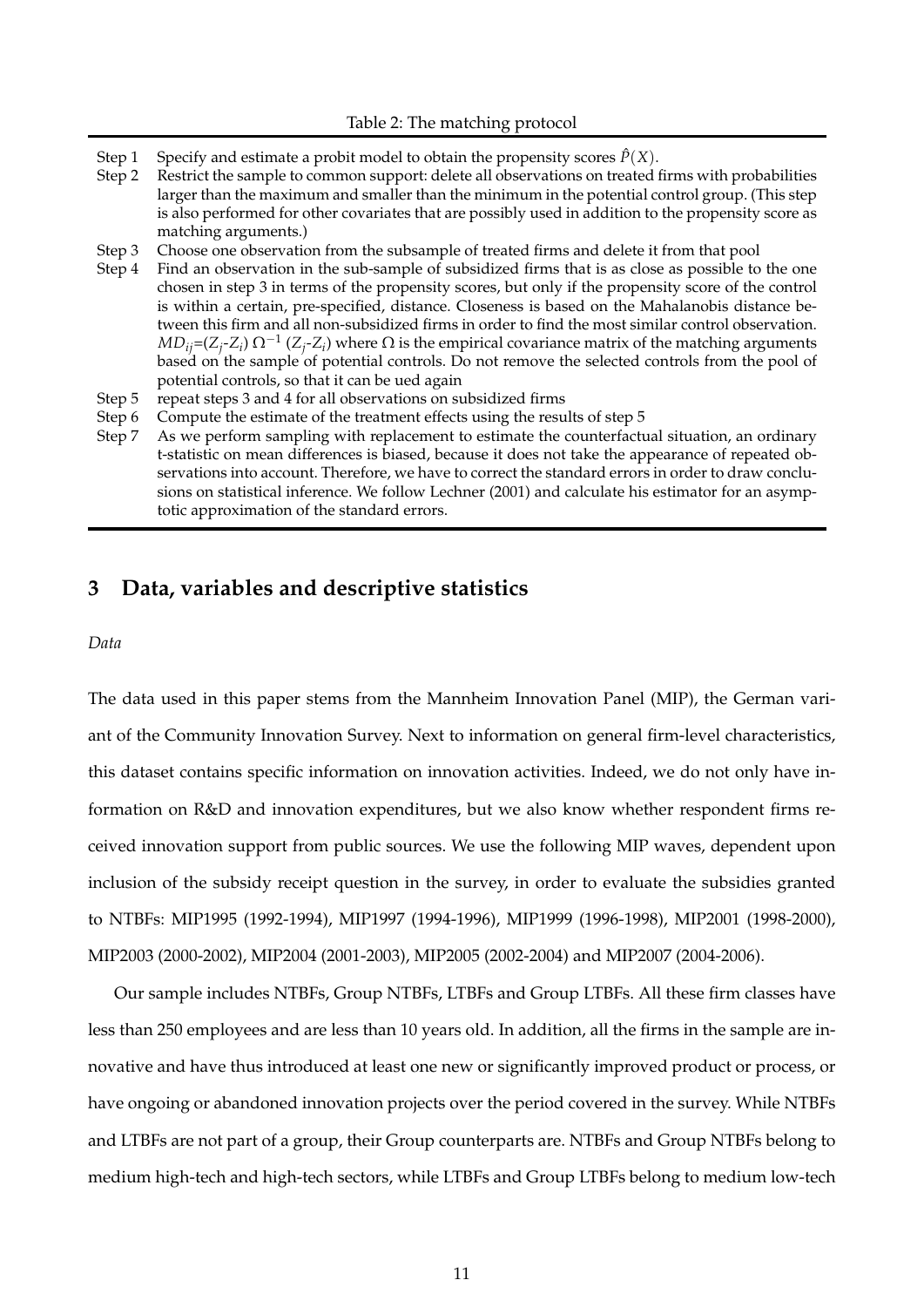Table 2: The matching protocol

| | |
|---|---|
| Step 1 | Specify and estimate a probit model to obtain the propensity scores $\hat{P}(X)$. |
| Step 2 | Restrict the sample to common support: delete all observations on treated firms with probabilities larger than the maximum and smaller than the minimum in the potential control group. (This step is also performed for other covariates that are possibly used in addition to the propensity score as matching arguments.) |
| Step 3 | Choose one observation from the subsample of treated firms and delete it from that pool |
| Step 4 | Find an observation in the sub-sample of subsidized firms that is as close as possible to the one chosen in step 3 in terms of the propensity scores, but only if the propensity score of the control is within a certain, pre-specified, distance. Closeness is based on the Mahalanobis distance between this firm and all non-subsidized firms in order to find the most similar control observation. $MD_{ij}$=($Z_j$-$Z_i$) $\Omega^{-1}$ ($Z_j$-$Z_i$) where $\Omega$ is the empirical covariance matrix of the matching arguments based on the sample of potential controls. Do not remove the selected controls from the pool of potential controls, so that it can be ued again |
| Step 5 | repeat steps 3 and 4 for all observations on subsidized firms |
| Step 6 | Compute the estimate of the treatment effects using the results of step 5 |
| Step 7 | As we perform sampling with replacement to estimate the counterfactual situation, an ordinary t-statistic on mean differences is biased, because it does not take the appearance of repeated observations into account. Therefore, we have to correct the standard errors in order to draw conclusions on statistical inference. We follow Lechner (2001) and calculate his estimator for an asymptotic approximation of the standard errors. |

## 3 Data, variables and descriptive statistics

*Data*

The data used in this paper stems from the Mannheim Innovation Panel (MIP), the German variant of the Community Innovation Survey. Next to information on general firm-level characteristics, this dataset contains specific information on innovation activities. Indeed, we do not only have information on R&D and innovation expenditures, but we also know whether respondent firms received innovation support from public sources. We use the following MIP waves, dependent upon inclusion of the subsidy receipt question in the survey, in order to evaluate the subsidies granted to NTBFs: MIP1995 (1992-1994), MIP1997 (1994-1996), MIP1999 (1996-1998), MIP2001 (1998-2000), MIP2003 (2000-2002), MIP2004 (2001-2003), MIP2005 (2002-2004) and MIP2007 (2004-2006).

Our sample includes NTBFs, Group NTBFs, LTBFs and Group LTBFs. All these firm classes have less than 250 employees and are less than 10 years old. In addition, all the firms in the sample are innovative and have thus introduced at least one new or significantly improved product or process, or have ongoing or abandoned innovation projects over the period covered in the survey. While NTBFs and LTBFs are not part of a group, their Group counterparts are. NTBFs and Group NTBFs belong to medium high-tech and high-tech sectors, while LTBFs and Group LTBFs belong to medium low-tech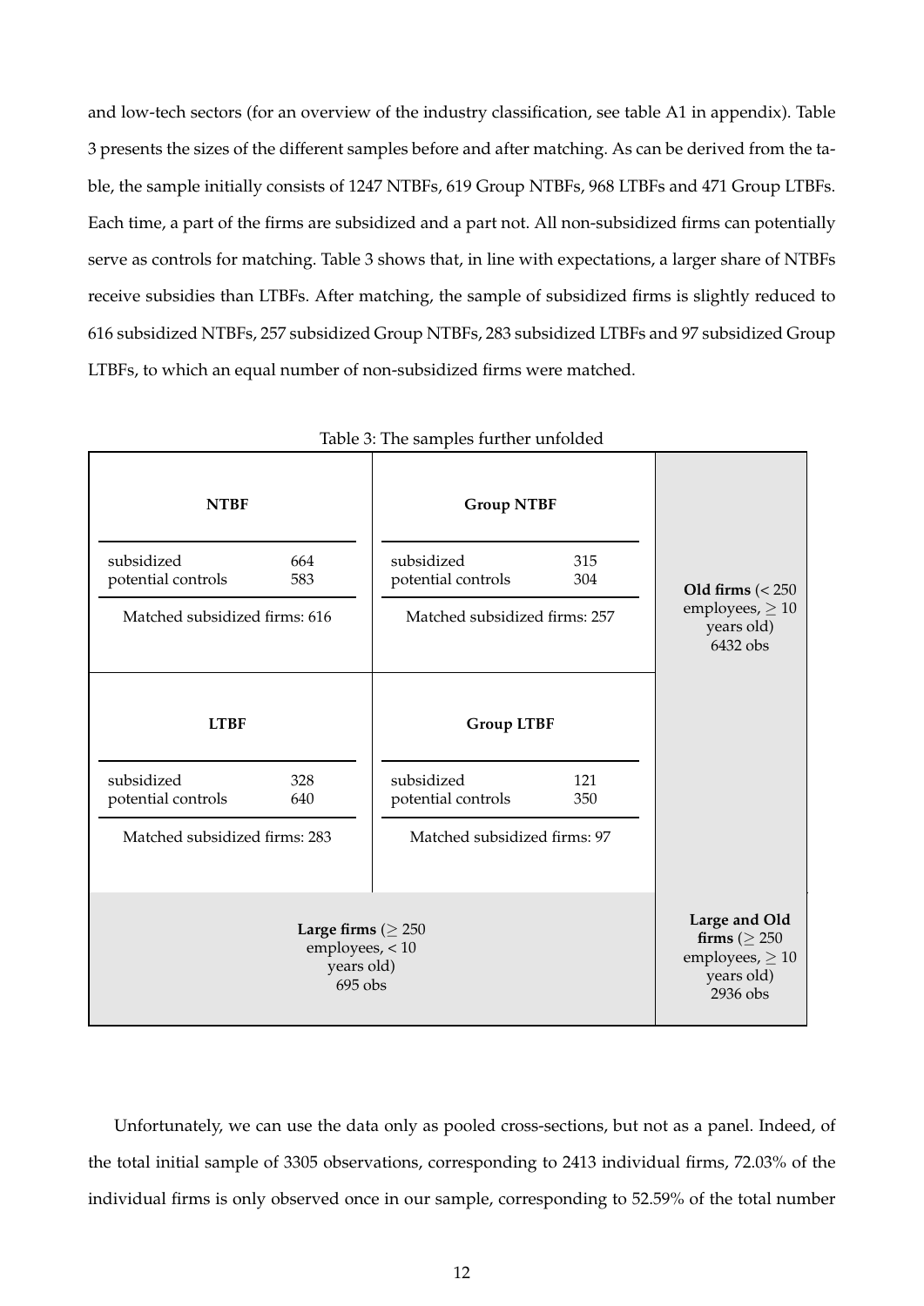and low-tech sectors (for an overview of the industry classification, see table A1 in appendix). Table 3 presents the sizes of the different samples before and after matching. As can be derived from the table, the sample initially consists of 1247 NTBFs, 619 Group NTBFs, 968 LTBFs and 471 Group LTBFs. Each time, a part of the firms are subsidized and a part not. All non-subsidized firms can potentially serve as controls for matching. Table 3 shows that, in line with expectations, a larger share of NTBFs receive subsidies than LTBFs. After matching, the sample of subsidized firms is slightly reduced to 616 subsidized NTBFs, 257 subsidized Group NTBFs, 283 subsidized LTBFs and 97 subsidized Group LTBFs, to which an equal number of non-subsidized firms were matched.

Table 3: The samples further unfolded

| **NTBF** | | **Group NTBF** | | |
|---|---|---|---|---|
| subsidized | 664 | subsidized | 315 | **Old firms** ($< 250$ employees, $\geq 10$ years old) 6432 obs |
| potential controls | 583 | potential controls | 304 | |
| Matched subsidized firms: 616 | | Matched subsidized firms: 257 | | |
| **LTBF** | | **Group LTBF** | | |
| subsidized | 328 | subsidized | 121 | |
| potential controls | 640 | potential controls | 350 | |
| Matched subsidized firms: 283 | | Matched subsidized firms: 97 | | |
| **Large firms** ($\geq 250$ employees, $< 10$ years old) 695 obs | | | | **Large and Old firms** ($\geq 250$ employees, $\geq 10$ years old) 2936 obs |

Unfortunately, we can use the data only as pooled cross-sections, but not as a panel. Indeed, of the total initial sample of 3305 observations, corresponding to 2413 individual firms, 72.03% of the individual firms is only observed once in our sample, corresponding to 52.59% of the total number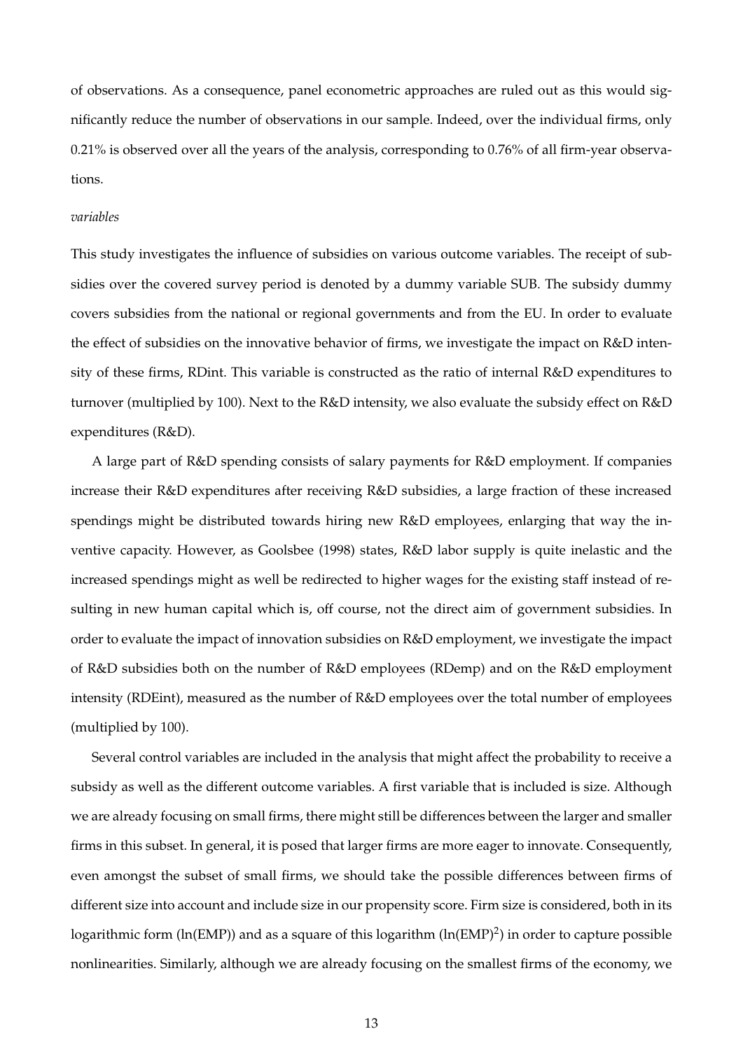of observations. As a consequence, panel econometric approaches are ruled out as this would significantly reduce the number of observations in our sample. Indeed, over the individual firms, only 0.21% is observed over all the years of the analysis, corresponding to 0.76% of all firm-year observations.

*variables*

This study investigates the influence of subsidies on various outcome variables. The receipt of subsidies over the covered survey period is denoted by a dummy variable SUB. The subsidy dummy covers subsidies from the national or regional governments and from the EU. In order to evaluate the effect of subsidies on the innovative behavior of firms, we investigate the impact on R&D intensity of these firms, RDint. This variable is constructed as the ratio of internal R&D expenditures to turnover (multiplied by 100). Next to the R&D intensity, we also evaluate the subsidy effect on R&D expenditures (R&D).

A large part of R&D spending consists of salary payments for R&D employment. If companies increase their R&D expenditures after receiving R&D subsidies, a large fraction of these increased spendings might be distributed towards hiring new R&D employees, enlarging that way the inventive capacity. However, as Goolsbee (1998) states, R&D labor supply is quite inelastic and the increased spendings might as well be redirected to higher wages for the existing staff instead of resulting in new human capital which is, off course, not the direct aim of government subsidies. In order to evaluate the impact of innovation subsidies on R&D employment, we investigate the impact of R&D subsidies both on the number of R&D employees (RDemp) and on the R&D employment intensity (RDEint), measured as the number of R&D employees over the total number of employees (multiplied by 100).

Several control variables are included in the analysis that might affect the probability to receive a subsidy as well as the different outcome variables. A first variable that is included is size. Although we are already focusing on small firms, there might still be differences between the larger and smaller firms in this subset. In general, it is posed that larger firms are more eager to innovate. Consequently, even amongst the subset of small firms, we should take the possible differences between firms of different size into account and include size in our propensity score. Firm size is considered, both in its logarithmic form ($\ln(EMP)$) and as a square of this logarithm ($\ln(EMP)^2$) in order to capture possible nonlinearities. Similarly, although we are already focusing on the smallest firms of the economy, we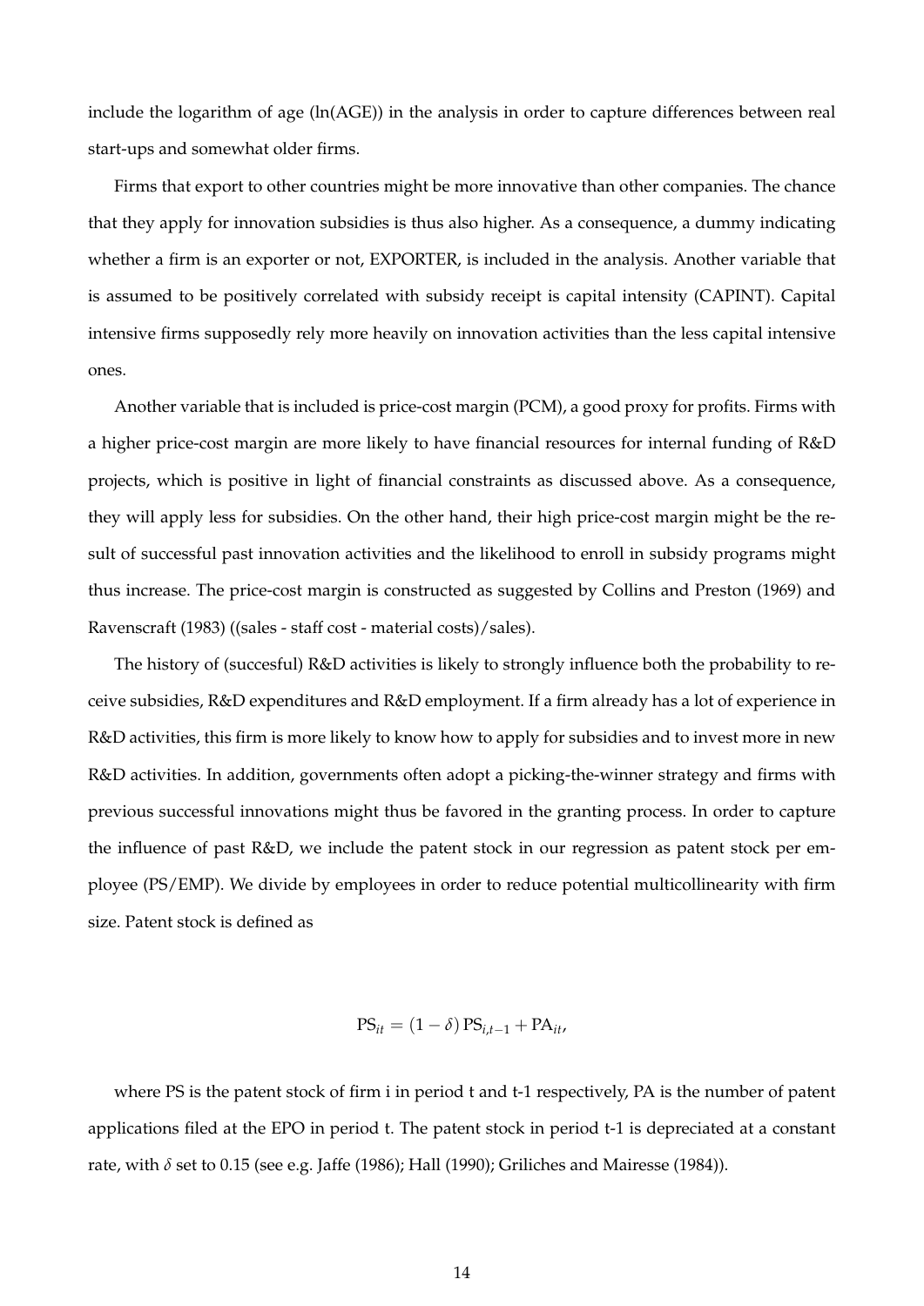include the logarithm of age (ln(AGE)) in the analysis in order to capture differences between real start-ups and somewhat older firms.

Firms that export to other countries might be more innovative than other companies. The chance that they apply for innovation subsidies is thus also higher. As a consequence, a dummy indicating whether a firm is an exporter or not, EXPORTER, is included in the analysis. Another variable that is assumed to be positively correlated with subsidy receipt is capital intensity (CAPINT). Capital intensive firms supposedly rely more heavily on innovation activities than the less capital intensive ones.

Another variable that is included is price-cost margin (PCM), a good proxy for profits. Firms with a higher price-cost margin are more likely to have financial resources for internal funding of R&D projects, which is positive in light of financial constraints as discussed above. As a consequence, they will apply less for subsidies. On the other hand, their high price-cost margin might be the result of successful past innovation activities and the likelihood to enroll in subsidy programs might thus increase. The price-cost margin is constructed as suggested by Collins and Preston (1969) and Ravenscraft (1983) ((sales - staff cost - material costs)/sales).

The history of (succesful) R&D activities is likely to strongly influence both the probability to receive subsidies, R&D expenditures and R&D employment. If a firm already has a lot of experience in R&D activities, this firm is more likely to know how to apply for subsidies and to invest more in new R&D activities. In addition, governments often adopt a picking-the-winner strategy and firms with previous successful innovations might thus be favored in the granting process. In order to capture the influence of past R&D, we include the patent stock in our regression as patent stock per employee (PS/EMP). We divide by employees in order to reduce potential multicollinearity with firm size. Patent stock is defined as

$$\mathrm{PS}_{it} = (1-\delta)\,\mathrm{PS}_{i,t-1} + \mathrm{PA}_{it},$$

where PS is the patent stock of firm i in period t and t-1 respectively, PA is the number of patent applications filed at the EPO in period t. The patent stock in period t-1 is depreciated at a constant rate, with $\delta$ set to 0.15 (see e.g. Jaffe (1986); Hall (1990); Griliches and Mairesse (1984)).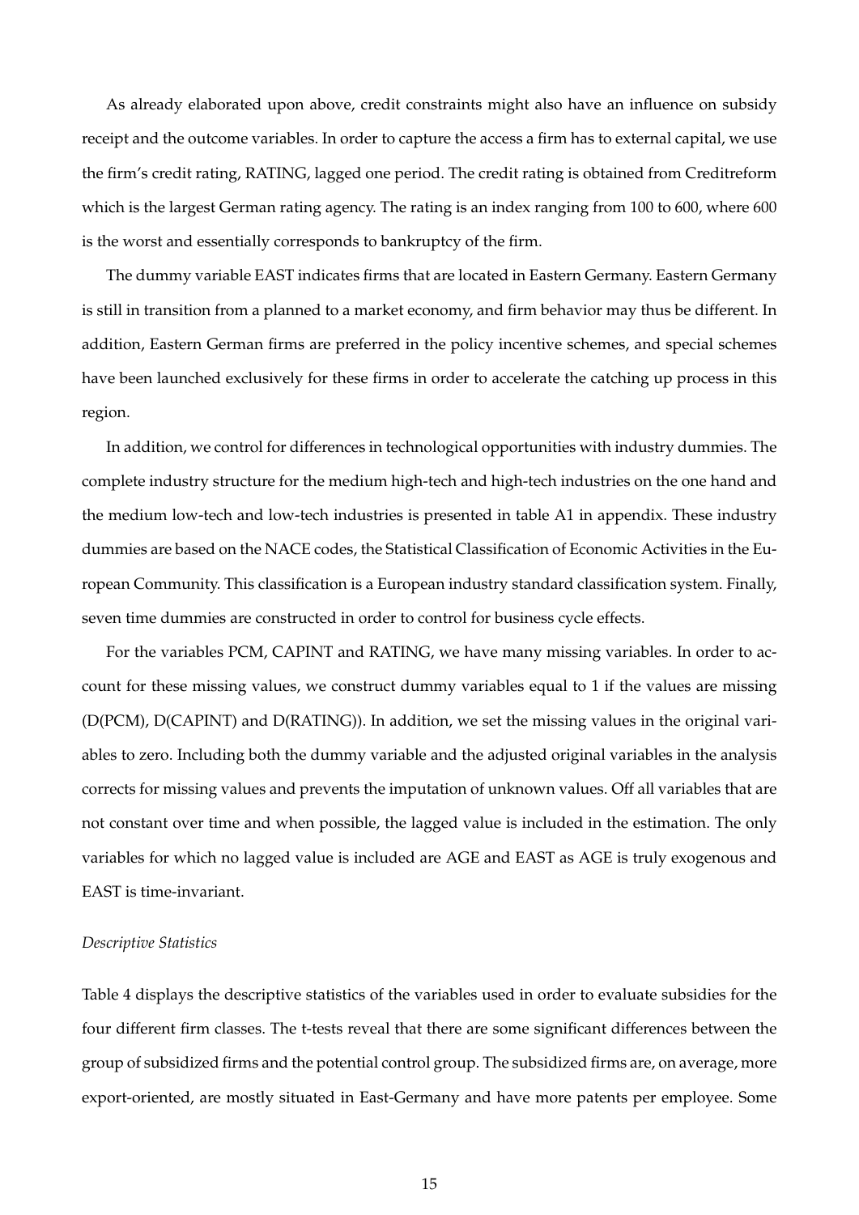As already elaborated upon above, credit constraints might also have an influence on subsidy receipt and the outcome variables. In order to capture the access a firm has to external capital, we use the firm's credit rating, RATING, lagged one period. The credit rating is obtained from Creditreform which is the largest German rating agency. The rating is an index ranging from 100 to 600, where 600 is the worst and essentially corresponds to bankruptcy of the firm.

The dummy variable EAST indicates firms that are located in Eastern Germany. Eastern Germany is still in transition from a planned to a market economy, and firm behavior may thus be different. In addition, Eastern German firms are preferred in the policy incentive schemes, and special schemes have been launched exclusively for these firms in order to accelerate the catching up process in this region.

In addition, we control for differences in technological opportunities with industry dummies. The complete industry structure for the medium high-tech and high-tech industries on the one hand and the medium low-tech and low-tech industries is presented in table A1 in appendix. These industry dummies are based on the NACE codes, the Statistical Classification of Economic Activities in the European Community. This classification is a European industry standard classification system. Finally, seven time dummies are constructed in order to control for business cycle effects.

For the variables PCM, CAPINT and RATING, we have many missing variables. In order to account for these missing values, we construct dummy variables equal to 1 if the values are missing (D(PCM), D(CAPINT) and D(RATING)). In addition, we set the missing values in the original variables to zero. Including both the dummy variable and the adjusted original variables in the analysis corrects for missing values and prevents the imputation of unknown values. Off all variables that are not constant over time and when possible, the lagged value is included in the estimation. The only variables for which no lagged value is included are AGE and EAST as AGE is truly exogenous and EAST is time-invariant.

*Descriptive Statistics*

Table 4 displays the descriptive statistics of the variables used in order to evaluate subsidies for the four different firm classes. The t-tests reveal that there are some significant differences between the group of subsidized firms and the potential control group. The subsidized firms are, on average, more export-oriented, are mostly situated in East-Germany and have more patents per employee. Some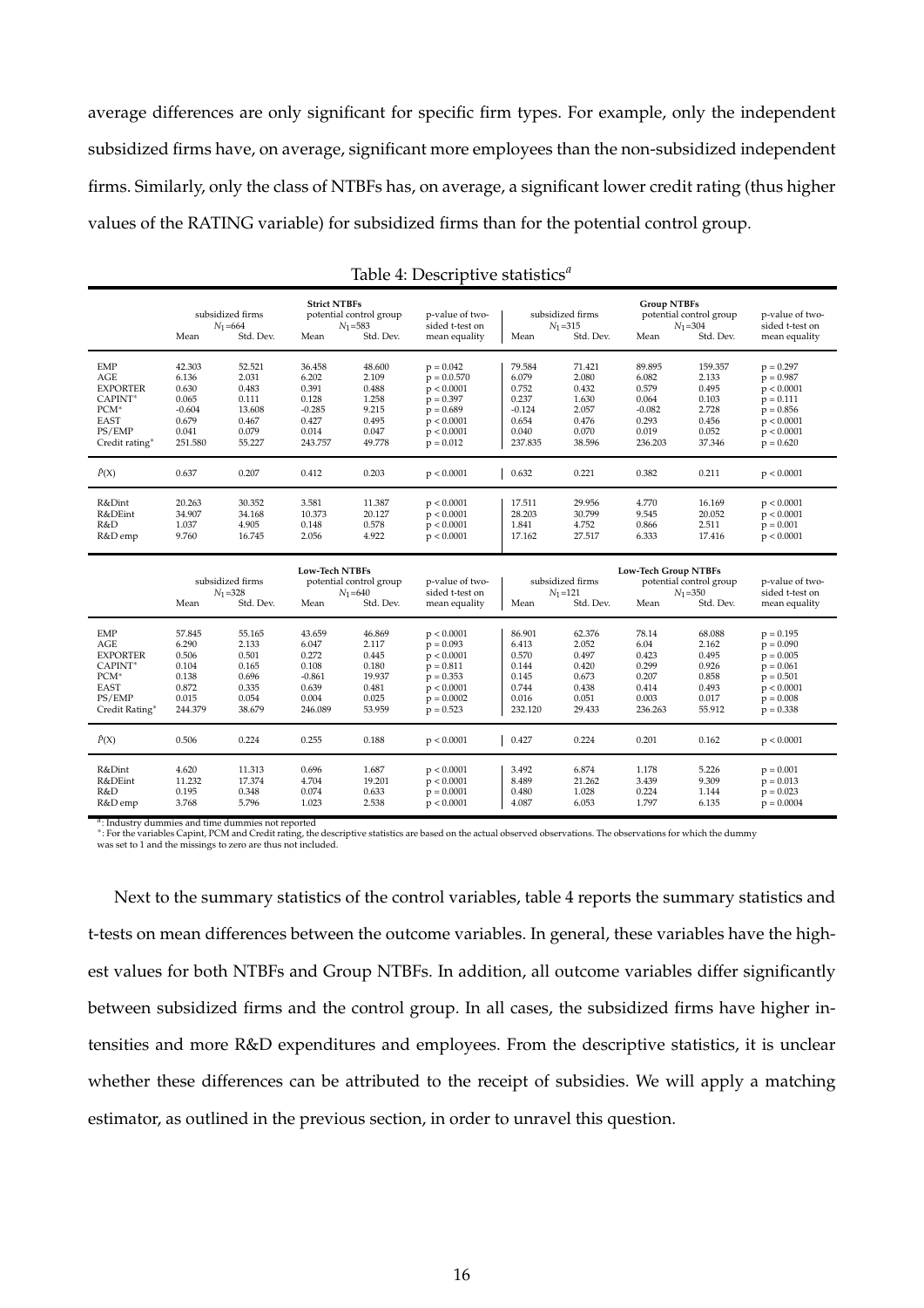average differences are only significant for specific firm types. For example, only the independent subsidized firms have, on average, significant more employees than the non-subsidized independent firms. Similarly, only the class of NTBFs has, on average, a significant lower credit rating (thus higher values of the RATING variable) for subsidized firms than for the potential control group.

Table 4: Descriptive statistics[a]

| | **Strict NTBFs** | | | | | **Group NTBFs** | | | | |
|---|---|---|---|---|---|---|---|---|---|---|
| | subsidized firms $N_1$=664 | | potential control group $N_1$=583 | | p-value of two-sided t-test on | subsidized firms $N_1$=315 | | potential control group $N_1$=304 | | p-value of two-sided t-test on |
| | Mean | Std. Dev. | Mean | Std. Dev. | mean equality | Mean | Std. Dev. | Mean | Std. Dev. | mean equality |
| EMP | 42.303 | 52.521 | 36.458 | 48.600 | p = 0.042 | 79.584 | 71.421 | 89.895 | 159.357 | p = 0.297 |
| AGE | 6.136 | 2.031 | 6.202 | 2.109 | p = 0.0.570 | 6.079 | 2.080 | 6.082 | 2.133 | p = 0.987 |
| EXPORTER | 0.630 | 0.483 | 0.391 | 0.488 | p < 0.0001 | 0.752 | 0.432 | 0.579 | 0.495 | p < 0.0001 |
| CAPINT* | 0.065 | 0.111 | 0.128 | 1.258 | p = 0.397 | 0.237 | 1.630 | 0.064 | 0.103 | p = 0.111 |
| PCM* | -0.604 | 13.608 | -0.285 | 9.215 | p = 0.689 | -0.124 | 2.057 | -0.082 | 2.728 | p = 0.856 |
| EAST | 0.679 | 0.467 | 0.427 | 0.495 | p < 0.0001 | 0.654 | 0.476 | 0.293 | 0.456 | p < 0.0001 |
| PS/EMP | 0.041 | 0.079 | 0.014 | 0.047 | p < 0.0001 | 0.040 | 0.070 | 0.019 | 0.052 | p < 0.0001 |
| Credit rating* | 251.580 | 55.227 | 243.757 | 49.778 | p = 0.012 | 237.835 | 38.596 | 236.203 | 37.346 | p = 0.620 |
| $\hat{P}(X)$ | 0.637 | 0.207 | 0.412 | 0.203 | p < 0.0001 | 0.632 | 0.221 | 0.382 | 0.211 | p < 0.0001 |
| R&Dint | 20.263 | 30.352 | 3.581 | 11.387 | p < 0.0001 | 17.511 | 29.956 | 4.770 | 16.169 | p < 0.0001 |
| R&DEint | 34.907 | 34.168 | 10.373 | 20.127 | p < 0.0001 | 28.203 | 30.799 | 9.545 | 20.052 | p < 0.0001 |
| R&D | 1.037 | 4.905 | 0.148 | 0.578 | p < 0.0001 | 1.841 | 4.752 | 0.866 | 2.511 | p = 0.001 |
| R&D emp | 9.760 | 16.745 | 2.056 | 4.922 | p < 0.0001 | 17.162 | 27.517 | 6.333 | 17.416 | p < 0.0001 |
| | **Low-Tech NTBFs** | | | | | **Low-Tech Group NTBFs** | | | | |
| | subsidized firms $N_1$=328 | | potential control group $N_1$=640 | | p-value of two-sided t-test on | subsidized firms $N_1$=121 | | potential control group $N_1$=350 | | p-value of two-sided t-test on |
| | Mean | Std. Dev. | Mean | Std. Dev. | mean equality | Mean | Std. Dev. | Mean | Std. Dev. | mean equality |
| EMP | 57.845 | 55.165 | 43.659 | 46.869 | p < 0.0001 | 86.901 | 62.376 | 78.14 | 68.088 | p = 0.195 |
| AGE | 6.290 | 2.133 | 6.047 | 2.117 | p = 0.093 | 6.413 | 2.052 | 6.04 | 2.162 | p = 0.090 |
| EXPORTER | 0.506 | 0.501 | 0.272 | 0.445 | p < 0.0001 | 0.570 | 0.497 | 0.423 | 0.495 | p = 0.005 |
| CAPINT* | 0.104 | 0.165 | 0.108 | 0.180 | p = 0.811 | 0.144 | 0.420 | 0.299 | 0.926 | p = 0.061 |
| PCM* | 0.138 | 0.696 | -0.861 | 19.937 | p = 0.353 | 0.145 | 0.673 | 0.207 | 0.858 | p = 0.501 |
| EAST | 0.872 | 0.335 | 0.639 | 0.481 | p < 0.0001 | 0.744 | 0.438 | 0.414 | 0.493 | p < 0.0001 |
| PS/EMP | 0.015 | 0.054 | 0.004 | 0.025 | p = 0.0002 | 0.016 | 0.051 | 0.003 | 0.017 | p = 0.008 |
| Credit Rating* | 244.379 | 38.679 | 246.089 | 53.959 | p = 0.523 | 232.120 | 29.433 | 236.263 | 55.912 | p = 0.338 |
| $\hat{P}(X)$ | 0.506 | 0.224 | 0.255 | 0.188 | p < 0.0001 | 0.427 | 0.224 | 0.201 | 0.162 | p < 0.0001 |
| R&Dint | 4.620 | 11.313 | 0.696 | 1.687 | p < 0.0001 | 3.492 | 6.874 | 1.178 | 5.226 | p = 0.001 |
| R&DEint | 11.232 | 17.374 | 4.704 | 19.201 | p < 0.0001 | 8.489 | 21.262 | 3.439 | 9.309 | p = 0.013 |
| R&D | 0.195 | 0.348 | 0.074 | 0.633 | p = 0.0001 | 0.480 | 1.028 | 0.224 | 1.144 | p = 0.023 |
| R&D emp | 3.768 | 5.796 | 1.023 | 2.538 | p < 0.0001 | 4.087 | 6.053 | 1.797 | 6.135 | p = 0.0004 |

[a]: Industry dummies and time dummies not reported
*: For the variables Capint, PCM and Credit rating, the descriptive statistics are based on the actual observed observations. The observations for which the dummy was set to 1 and the missings to zero are thus not included.

Next to the summary statistics of the control variables, table 4 reports the summary statistics and t-tests on mean differences between the outcome variables. In general, these variables have the highest values for both NTBFs and Group NTBFs. In addition, all outcome variables differ significantly between subsidized firms and the control group. In all cases, the subsidized firms have higher intensities and more R&D expenditures and employees. From the descriptive statistics, it is unclear whether these differences can be attributed to the receipt of subsidies. We will apply a matching estimator, as outlined in the previous section, in order to unravel this question.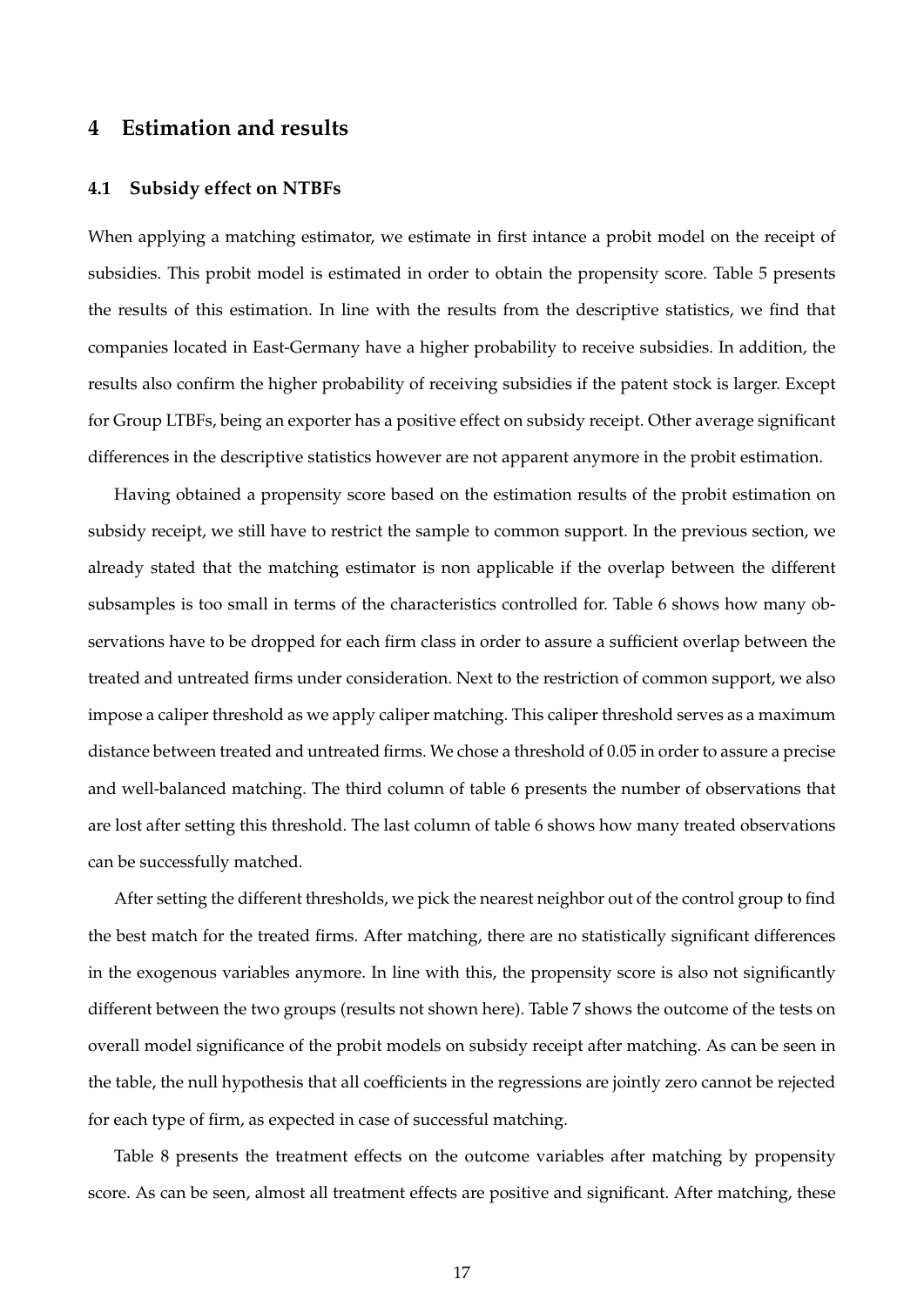## 4 Estimation and results

### 4.1 Subsidy effect on NTBFs

When applying a matching estimator, we estimate in first intance a probit model on the receipt of subsidies. This probit model is estimated in order to obtain the propensity score. Table 5 presents the results of this estimation. In line with the results from the descriptive statistics, we find that companies located in East-Germany have a higher probability to receive subsidies. In addition, the results also confirm the higher probability of receiving subsidies if the patent stock is larger. Except for Group LTBFs, being an exporter has a positive effect on subsidy receipt. Other average significant differences in the descriptive statistics however are not apparent anymore in the probit estimation.

Having obtained a propensity score based on the estimation results of the probit estimation on subsidy receipt, we still have to restrict the sample to common support. In the previous section, we already stated that the matching estimator is non applicable if the overlap between the different subsamples is too small in terms of the characteristics controlled for. Table 6 shows how many observations have to be dropped for each firm class in order to assure a sufficient overlap between the treated and untreated firms under consideration. Next to the restriction of common support, we also impose a caliper threshold as we apply caliper matching. This caliper threshold serves as a maximum distance between treated and untreated firms. We chose a threshold of 0.05 in order to assure a precise and well-balanced matching. The third column of table 6 presents the number of observations that are lost after setting this threshold. The last column of table 6 shows how many treated observations can be successfully matched.

After setting the different thresholds, we pick the nearest neighbor out of the control group to find the best match for the treated firms. After matching, there are no statistically significant differences in the exogenous variables anymore. In line with this, the propensity score is also not significantly different between the two groups (results not shown here). Table 7 shows the outcome of the tests on overall model significance of the probit models on subsidy receipt after matching. As can be seen in the table, the null hypothesis that all coefficients in the regressions are jointly zero cannot be rejected for each type of firm, as expected in case of successful matching.

Table 8 presents the treatment effects on the outcome variables after matching by propensity score. As can be seen, almost all treatment effects are positive and significant. After matching, these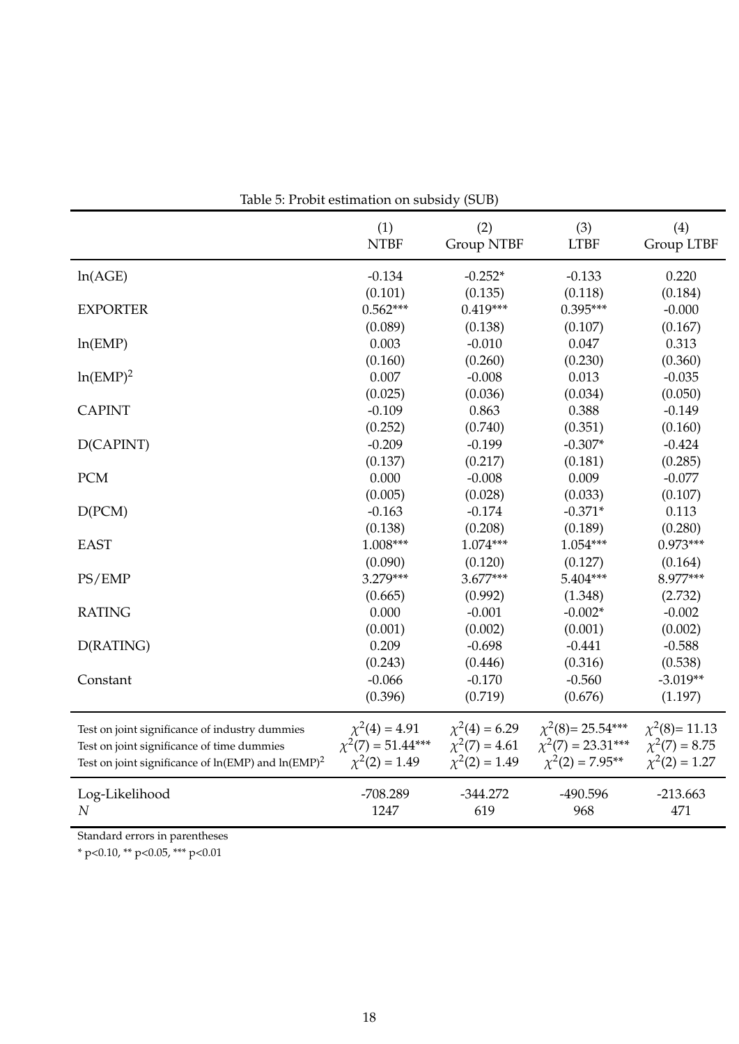Table 5: Probit estimation on subsidy (SUB)

| | (1) NTBF | (2) Group NTBF | (3) LTBF | (4) Group LTBF |
|---|---|---|---|---|
| ln(AGE) | -0.134 | -0.252* | -0.133 | 0.220 |
| | (0.101) | (0.135) | (0.118) | (0.184) |
| EXPORTER | 0.562*** | 0.419*** | 0.395*** | -0.000 |
| | (0.089) | (0.138) | (0.107) | (0.167) |
| ln(EMP) | 0.003 | -0.010 | 0.047 | 0.313 |
| | (0.160) | (0.260) | (0.230) | (0.360) |
| $\ln(\text{EMP})^2$ | 0.007 | -0.008 | 0.013 | -0.035 |
| | (0.025) | (0.036) | (0.034) | (0.050) |
| CAPINT | -0.109 | 0.863 | 0.388 | -0.149 |
| | (0.252) | (0.740) | (0.351) | (0.160) |
| D(CAPINT) | -0.209 | -0.199 | -0.307* | -0.424 |
| | (0.137) | (0.217) | (0.181) | (0.285) |
| PCM | 0.000 | -0.008 | 0.009 | -0.077 |
| | (0.005) | (0.028) | (0.033) | (0.107) |
| D(PCM) | -0.163 | -0.174 | -0.371* | 0.113 |
| | (0.138) | (0.208) | (0.189) | (0.280) |
| EAST | 1.008*** | 1.074*** | 1.054*** | 0.973*** |
| | (0.090) | (0.120) | (0.127) | (0.164) |
| PS/EMP | 3.279*** | 3.677*** | 5.404*** | 8.977*** |
| | (0.665) | (0.992) | (1.348) | (2.732) |
| RATING | 0.000 | -0.001 | -0.002* | -0.002 |
| | (0.001) | (0.002) | (0.001) | (0.002) |
| D(RATING) | 0.209 | -0.698 | -0.441 | -0.588 |
| | (0.243) | (0.446) | (0.316) | (0.538) |
| Constant | -0.066 | -0.170 | -0.560 | -3.019** |
| | (0.396) | (0.719) | (0.676) | (1.197) |
| Test on joint significance of industry dummies | $\chi^2(4) = 4.91$ | $\chi^2(4) = 6.29$ | $\chi^2(8) = 25.54$*** | $\chi^2(8) = 11.13$ |
| Test on joint significance of time dummies | $\chi^2(7) = 51.44$*** | $\chi^2(7) = 4.61$ | $\chi^2(7) = 23.31$*** | $\chi^2(7) = 8.75$ |
| Test on joint significance of ln(EMP) and $\ln(\text{EMP})^2$ | $\chi^2(2) = 1.49$ | $\chi^2(2) = 1.49$ | $\chi^2(2) = 7.95$** | $\chi^2(2) = 1.27$ |
| Log-Likelihood | -708.289 | -344.272 | -490.596 | -213.663 |
| $N$ | 1247 | 619 | 968 | 471 |

Standard errors in parentheses

* p<0.10, ** p<0.05, *** p<0.01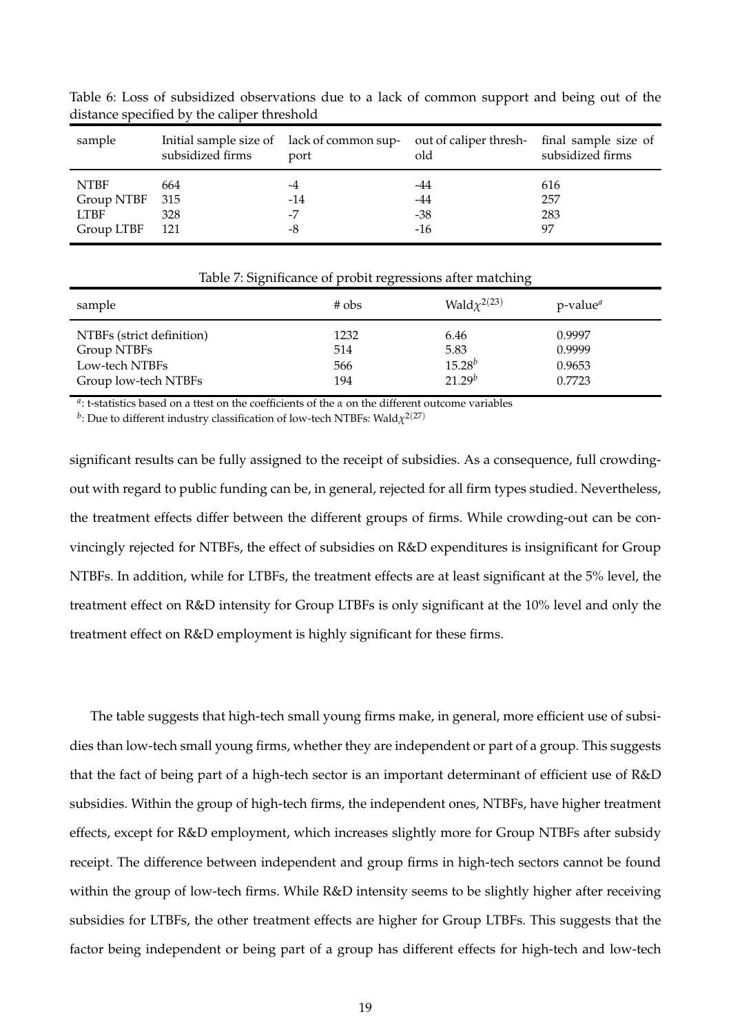Table 6: Loss of subsidized observations due to a lack of common support and being out of the distance specified by the caliper threshold

| sample | Initial sample size of subsidized firms | lack of common support | out of caliper threshold | final sample size of subsidized firms |
|---|---|---|---|---|
| NTBF | 664 | -4 | -44 | 616 |
| Group NTBF | 315 | -14 | -44 | 257 |
| LTBF | 328 | -7 | -38 | 283 |
| Group LTBF | 121 | -8 | -16 | 97 |

Table 7: Significance of probit regressions after matching

| sample | # obs | Wald$\chi^{2(23)}$ | p-value[a] |
|---|---|---|---|
| NTBFs (strict definition) | 1232 | 6.46 | 0.9997 |
| Group NTBFs | 514 | 5.83 | 0.9999 |
| Low-tech NTBFs | 566 | 15.28[b] | 0.9653 |
| Group low-tech NTBFs | 194 | 21.29[b] | 0.7723 |

[a]: t-statistics based on a ttest on the coefficients of the $\alpha$ on the different outcome variables
[b]: Due to different industry classification of low-tech NTBFs: Wald$\chi^{2(27)}$

significant results can be fully assigned to the receipt of subsidies. As a consequence, full crowding-out with regard to public funding can be, in general, rejected for all firm types studied. Nevertheless, the treatment effects differ between the different groups of firms. While crowding-out can be convincingly rejected for NTBFs, the effect of subsidies on R&D expenditures is insignificant for Group NTBFs. In addition, while for LTBFs, the treatment effects are at least significant at the 5% level, the treatment effect on R&D intensity for Group LTBFs is only significant at the 10% level and only the treatment effect on R&D employment is highly significant for these firms.

The table suggests that high-tech small young firms make, in general, more efficient use of subsidies than low-tech small young firms, whether they are independent or part of a group. This suggests that the fact of being part of a high-tech sector is an important determinant of efficient use of R&D subsidies. Within the group of high-tech firms, the independent ones, NTBFs, have higher treatment effects, except for R&D employment, which increases slightly more for Group NTBFs after subsidy receipt. The difference between independent and group firms in high-tech sectors cannot be found within the group of low-tech firms. While R&D intensity seems to be slightly higher after receiving subsidies for LTBFs, the other treatment effects are higher for Group LTBFs. This suggests that the factor being independent or being part of a group has different effects for high-tech and low-tech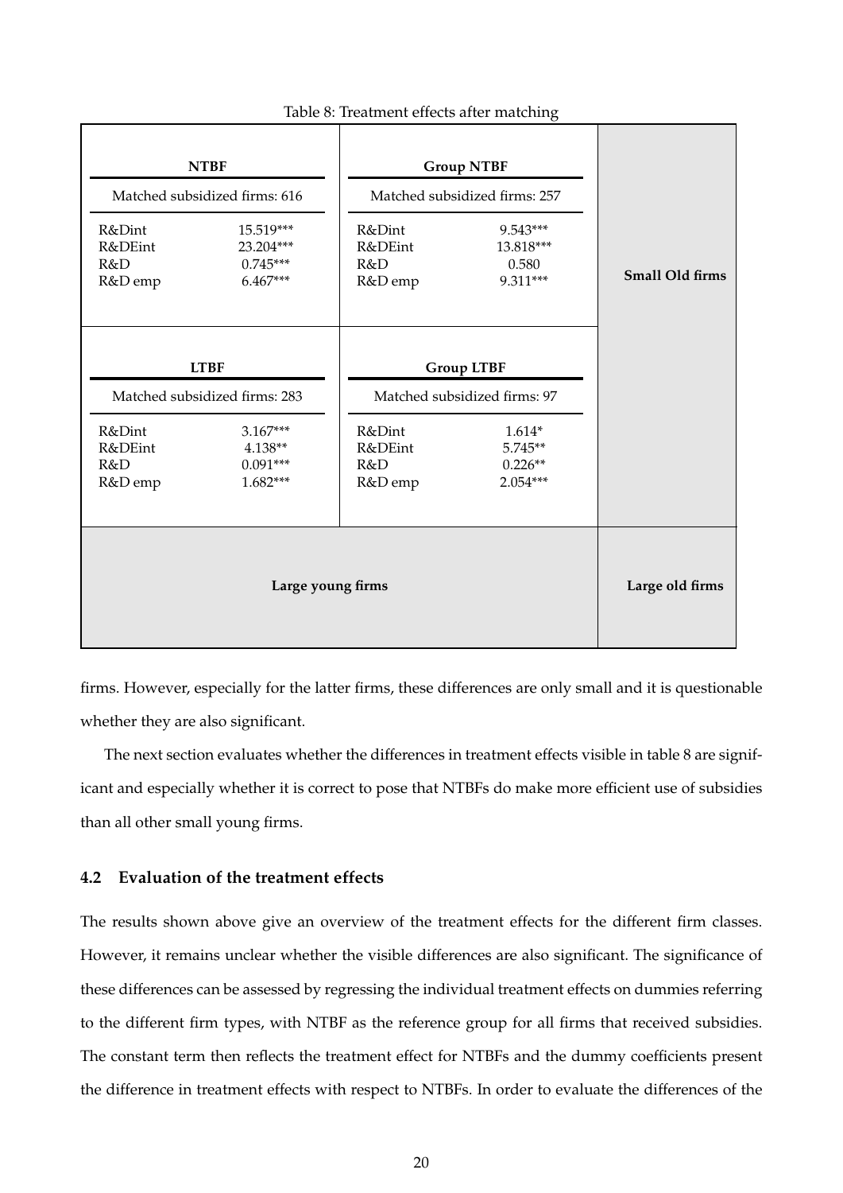Table 8: Treatment effects after matching

| NTBF | | Group NTBF | | Small Old firms |
|---|---|---|---|---|
| Matched subsidized firms: 616 | | Matched subsidized firms: 257 | | |
| R&Dint | 15.519*** | R&Dint | 9.543*** | |
| R&DEint | 23.204*** | R&DEint | 13.818*** | |
| R&D | 0.745*** | R&D | 0.580 | |
| R&D emp | 6.467*** | R&D emp | 9.311*** | |
| **LTBF** | | **Group LTBF** | | |
| Matched subsidized firms: 283 | | Matched subsidized firms: 97 | | |
| R&Dint | 3.167*** | R&Dint | 1.614* | |
| R&DEint | 4.138** | R&DEint | 5.745** | |
| R&D | 0.091*** | R&D | 0.226** | |
| R&D emp | 1.682*** | R&D emp | 2.054*** | |
| **Large young firms** | | | | **Large old firms** |

firms. However, especially for the latter firms, these differences are only small and it is questionable whether they are also significant.

The next section evaluates whether the differences in treatment effects visible in table 8 are significant and especially whether it is correct to pose that NTBFs do make more efficient use of subsidies than all other small young firms.

### 4.2 Evaluation of the treatment effects

The results shown above give an overview of the treatment effects for the different firm classes. However, it remains unclear whether the visible differences are also significant. The significance of these differences can be assessed by regressing the individual treatment effects on dummies referring to the different firm types, with NTBF as the reference group for all firms that received subsidies. The constant term then reflects the treatment effect for NTBFs and the dummy coefficients present the difference in treatment effects with respect to NTBFs. In order to evaluate the differences of the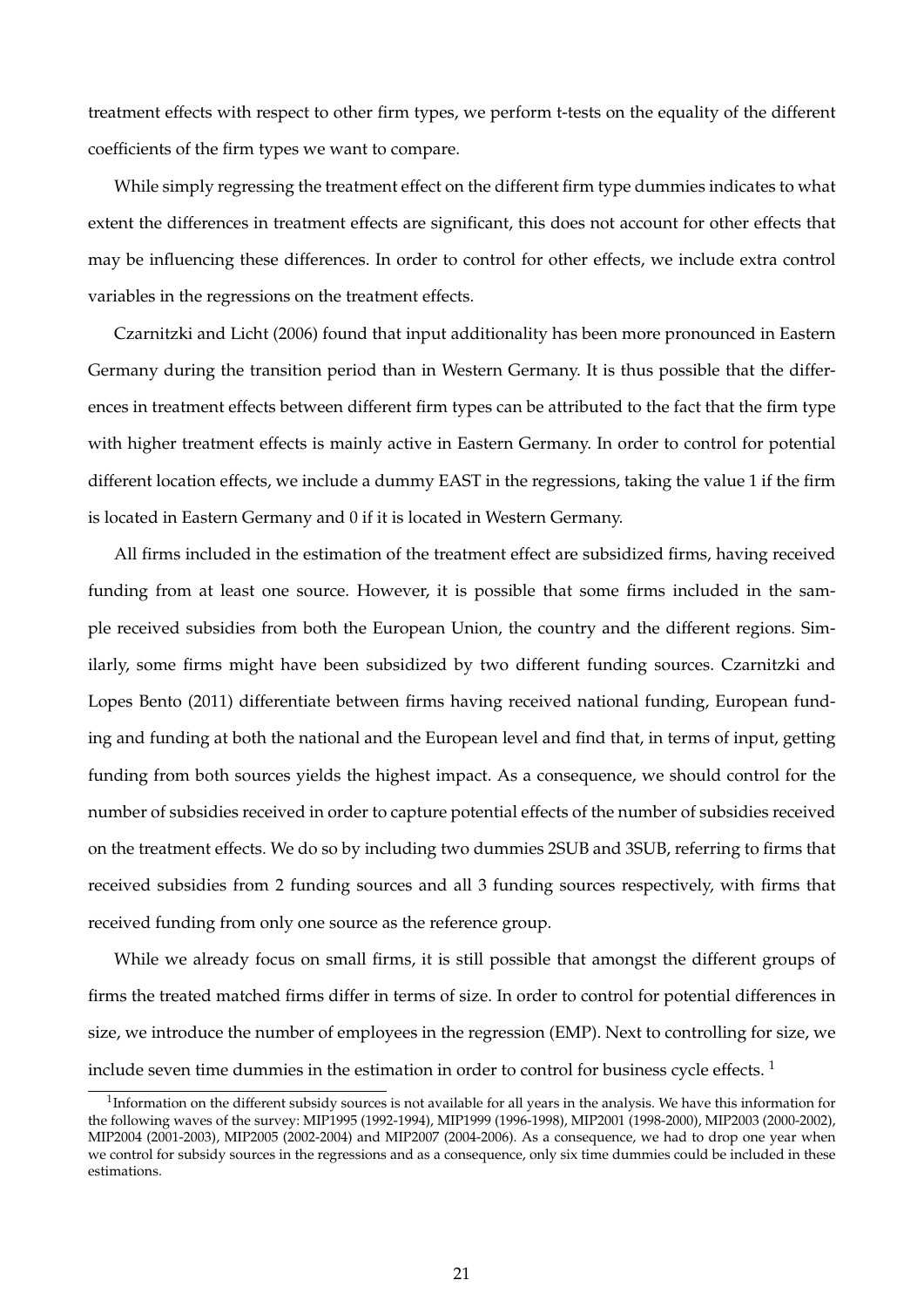treatment effects with respect to other firm types, we perform t-tests on the equality of the different coefficients of the firm types we want to compare.

While simply regressing the treatment effect on the different firm type dummies indicates to what extent the differences in treatment effects are significant, this does not account for other effects that may be influencing these differences. In order to control for other effects, we include extra control variables in the regressions on the treatment effects.

Czarnitzki and Licht (2006) found that input additionality has been more pronounced in Eastern Germany during the transition period than in Western Germany. It is thus possible that the differences in treatment effects between different firm types can be attributed to the fact that the firm type with higher treatment effects is mainly active in Eastern Germany. In order to control for potential different location effects, we include a dummy EAST in the regressions, taking the value 1 if the firm is located in Eastern Germany and 0 if it is located in Western Germany.

All firms included in the estimation of the treatment effect are subsidized firms, having received funding from at least one source. However, it is possible that some firms included in the sample received subsidies from both the European Union, the country and the different regions. Similarly, some firms might have been subsidized by two different funding sources. Czarnitzki and Lopes Bento (2011) differentiate between firms having received national funding, European funding and funding at both the national and the European level and find that, in terms of input, getting funding from both sources yields the highest impact. As a consequence, we should control for the number of subsidies received in order to capture potential effects of the number of subsidies received on the treatment effects. We do so by including two dummies 2SUB and 3SUB, referring to firms that received subsidies from 2 funding sources and all 3 funding sources respectively, with firms that received funding from only one source as the reference group.

While we already focus on small firms, it is still possible that amongst the different groups of firms the treated matched firms differ in terms of size. In order to control for potential differences in size, we introduce the number of employees in the regression (EMP). Next to controlling for size, we include seven time dummies in the estimation in order to control for business cycle effects. [1]

[1] Information on the different subsidy sources is not available for all years in the analysis. We have this information for the following waves of the survey: MIP1995 (1992-1994), MIP1999 (1996-1998), MIP2001 (1998-2000), MIP2003 (2000-2002), MIP2004 (2001-2003), MIP2005 (2002-2004) and MIP2007 (2004-2006). As a consequence, we had to drop one year when we control for subsidy sources in the regressions and as a consequence, only six time dummies could be included in these estimations.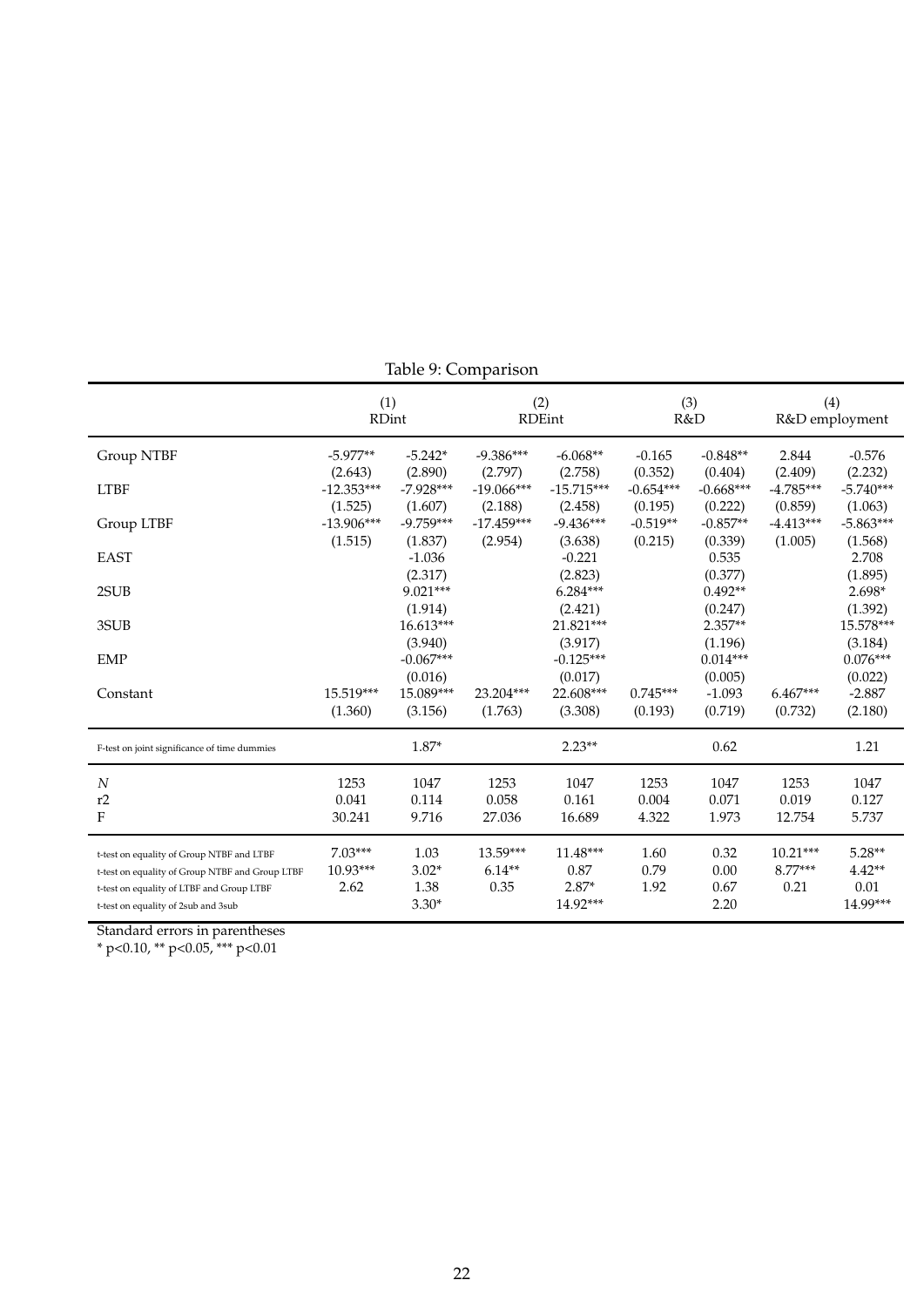Table 9: Comparison

| | (1) | | (2) | | (3) | | (4) | |
|---|---|---|---|---|---|---|---|---|
| | RDint | | RDEint | | R&D | | R&D employment | |
| Group NTBF | -5.977** | -5.242* | -9.386*** | -6.068** | -0.165 | -0.848** | 2.844 | -0.576 |
| | (2.643) | (2.890) | (2.797) | (2.758) | (0.352) | (0.404) | (2.409) | (2.232) |
| LTBF | -12.353*** | -7.928*** | -19.066*** | -15.715*** | -0.654*** | -0.668*** | -4.785*** | -5.740*** |
| | (1.525) | (1.607) | (2.188) | (2.458) | (0.195) | (0.222) | (0.859) | (1.063) |
| Group LTBF | -13.906*** | -9.759*** | -17.459*** | -9.436*** | -0.519** | -0.857** | -4.413*** | -5.863*** |
| | (1.515) | (1.837) | (2.954) | (3.638) | (0.215) | (0.339) | (1.005) | (1.568) |
| EAST | | -1.036 | | -0.221 | | 0.535 | | 2.708 |
| | | (2.317) | | (2.823) | | (0.377) | | (1.895) |
| 2SUB | | 9.021*** | | 6.284*** | | 0.492** | | 2.698* |
| | | (1.914) | | (2.421) | | (0.247) | | (1.392) |
| 3SUB | | 16.613*** | | 21.821*** | | 2.357** | | 15.578*** |
| | | (3.940) | | (3.917) | | (1.196) | | (3.184) |
| EMP | | -0.067*** | | -0.125*** | | 0.014*** | | 0.076*** |
| | | (0.016) | | (0.017) | | (0.005) | | (0.022) |
| Constant | 15.519*** | 15.089*** | 23.204*** | 22.608*** | 0.745*** | -1.093 | 6.467*** | -2.887 |
| | (1.360) | (3.156) | (1.763) | (3.308) | (0.193) | (0.719) | (0.732) | (2.180) |
| F-test on joint significance of time dummies | | 1.87* | | 2.23** | | 0.62 | | 1.21 |
| *N* | 1253 | 1047 | 1253 | 1047 | 1253 | 1047 | 1253 | 1047 |
| r2 | 0.041 | 0.114 | 0.058 | 0.161 | 0.004 | 0.071 | 0.019 | 0.127 |
| F | 30.241 | 9.716 | 27.036 | 16.689 | 4.322 | 1.973 | 12.754 | 5.737 |
| t-test on equality of Group NTBF and LTBF | 7.03*** | 1.03 | 13.59*** | 11.48*** | 1.60 | 0.32 | 10.21*** | 5.28** |
| t-test on equality of Group NTBF and Group LTBF | 10.93*** | 3.02* | 6.14** | 0.87 | 0.79 | 0.00 | 8.77*** | 4.42** |
| t-test on equality of LTBF and Group LTBF | 2.62 | 1.38 | 0.35 | 2.87* | 1.92 | 0.67 | 0.21 | 0.01 |
| t-test on equality of 2sub and 3sub | | 3.30* | | 14.92*** | | 2.20 | | 14.99*** |

Standard errors in parentheses
\* p<0.10, \*\* p<0.05, \*\*\* p<0.01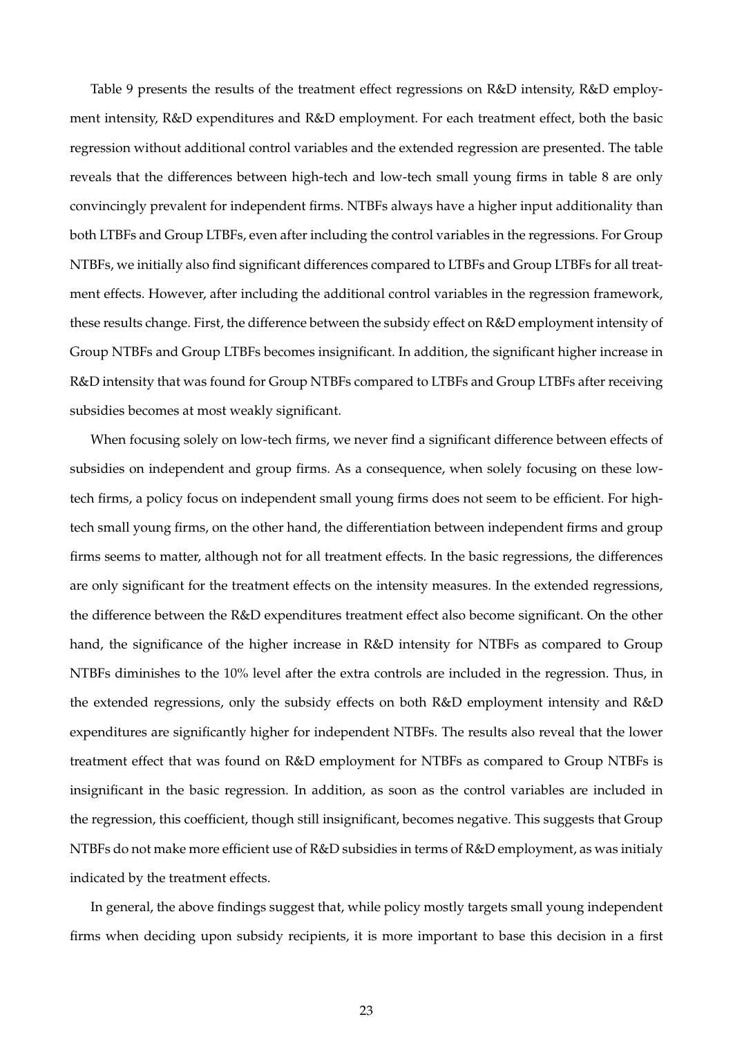Table 9 presents the results of the treatment effect regressions on R&D intensity, R&D employment intensity, R&D expenditures and R&D employment. For each treatment effect, both the basic regression without additional control variables and the extended regression are presented. The table reveals that the differences between high-tech and low-tech small young firms in table 8 are only convincingly prevalent for independent firms. NTBFs always have a higher input additionality than both LTBFs and Group LTBFs, even after including the control variables in the regressions. For Group NTBFs, we initially also find significant differences compared to LTBFs and Group LTBFs for all treatment effects. However, after including the additional control variables in the regression framework, these results change. First, the difference between the subsidy effect on R&D employment intensity of Group NTBFs and Group LTBFs becomes insignificant. In addition, the significant higher increase in R&D intensity that was found for Group NTBFs compared to LTBFs and Group LTBFs after receiving subsidies becomes at most weakly significant.

When focusing solely on low-tech firms, we never find a significant difference between effects of subsidies on independent and group firms. As a consequence, when solely focusing on these low-tech firms, a policy focus on independent small young firms does not seem to be efficient. For high-tech small young firms, on the other hand, the differentiation between independent firms and group firms seems to matter, although not for all treatment effects. In the basic regressions, the differences are only significant for the treatment effects on the intensity measures. In the extended regressions, the difference between the R&D expenditures treatment effect also become significant. On the other hand, the significance of the higher increase in R&D intensity for NTBFs as compared to Group NTBFs diminishes to the 10% level after the extra controls are included in the regression. Thus, in the extended regressions, only the subsidy effects on both R&D employment intensity and R&D expenditures are significantly higher for independent NTBFs. The results also reveal that the lower treatment effect that was found on R&D employment for NTBFs as compared to Group NTBFs is insignificant in the basic regression. In addition, as soon as the control variables are included in the regression, this coefficient, though still insignificant, becomes negative. This suggests that Group NTBFs do not make more efficient use of R&D subsidies in terms of R&D employment, as was initialy indicated by the treatment effects.

In general, the above findings suggest that, while policy mostly targets small young independent firms when deciding upon subsidy recipients, it is more important to base this decision in a first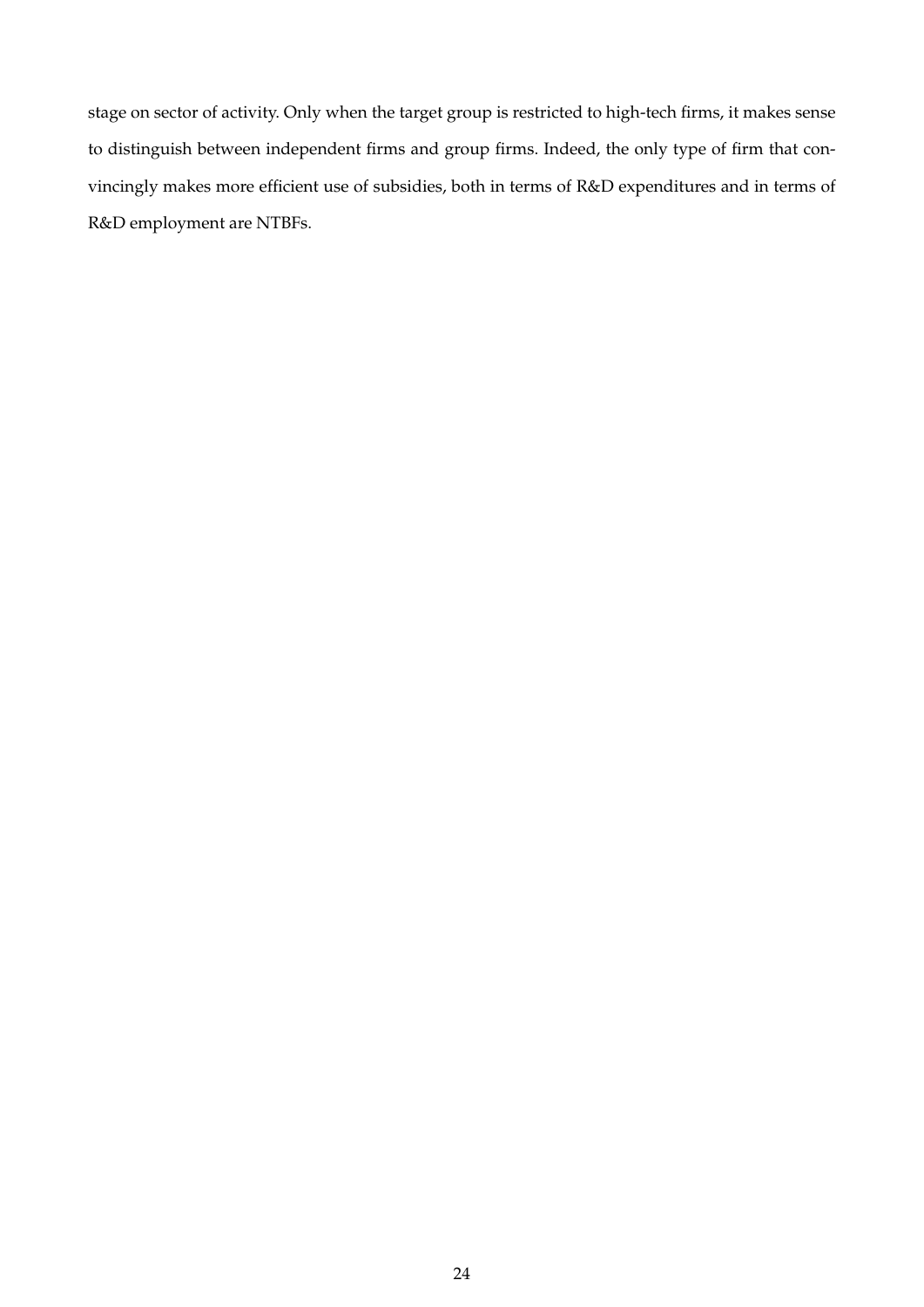stage on sector of activity. Only when the target group is restricted to high-tech firms, it makes sense to distinguish between independent firms and group firms. Indeed, the only type of firm that convincingly makes more efficient use of subsidies, both in terms of R&D expenditures and in terms of R&D employment are NTBFs.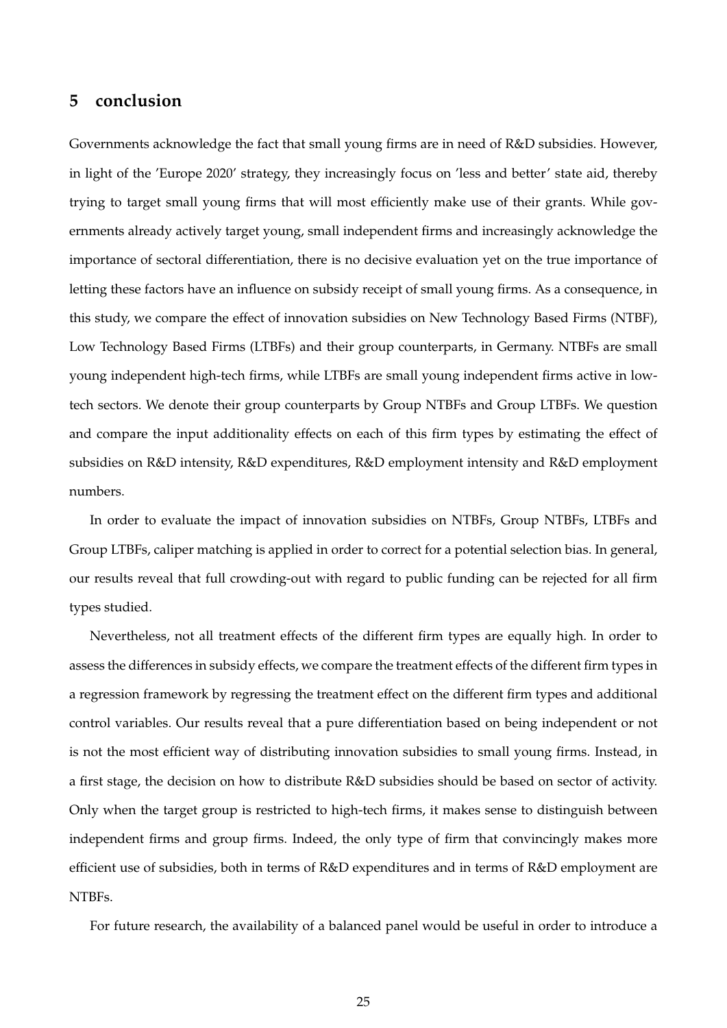## 5 conclusion

Governments acknowledge the fact that small young firms are in need of R&D subsidies. However, in light of the 'Europe 2020' strategy, they increasingly focus on 'less and better' state aid, thereby trying to target small young firms that will most efficiently make use of their grants. While governments already actively target young, small independent firms and increasingly acknowledge the importance of sectoral differentiation, there is no decisive evaluation yet on the true importance of letting these factors have an influence on subsidy receipt of small young firms. As a consequence, in this study, we compare the effect of innovation subsidies on New Technology Based Firms (NTBF), Low Technology Based Firms (LTBFs) and their group counterparts, in Germany. NTBFs are small young independent high-tech firms, while LTBFs are small young independent firms active in low-tech sectors. We denote their group counterparts by Group NTBFs and Group LTBFs. We question and compare the input additionality effects on each of this firm types by estimating the effect of subsidies on R&D intensity, R&D expenditures, R&D employment intensity and R&D employment numbers.

In order to evaluate the impact of innovation subsidies on NTBFs, Group NTBFs, LTBFs and Group LTBFs, caliper matching is applied in order to correct for a potential selection bias. In general, our results reveal that full crowding-out with regard to public funding can be rejected for all firm types studied.

Nevertheless, not all treatment effects of the different firm types are equally high. In order to assess the differences in subsidy effects, we compare the treatment effects of the different firm types in a regression framework by regressing the treatment effect on the different firm types and additional control variables. Our results reveal that a pure differentiation based on being independent or not is not the most efficient way of distributing innovation subsidies to small young firms. Instead, in a first stage, the decision on how to distribute R&D subsidies should be based on sector of activity. Only when the target group is restricted to high-tech firms, it makes sense to distinguish between independent firms and group firms. Indeed, the only type of firm that convincingly makes more efficient use of subsidies, both in terms of R&D expenditures and in terms of R&D employment are NTBFs.

For future research, the availability of a balanced panel would be useful in order to introduce a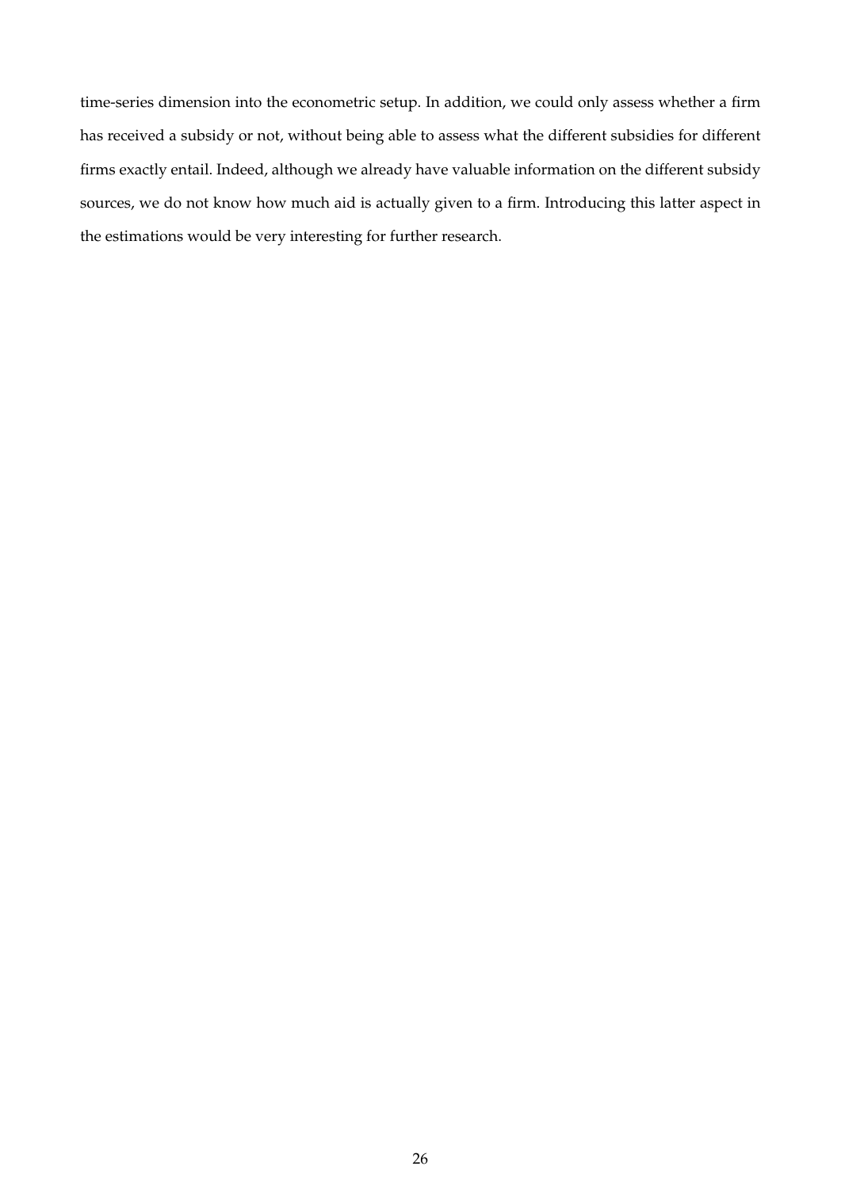time-series dimension into the econometric setup. In addition, we could only assess whether a firm has received a subsidy or not, without being able to assess what the different subsidies for different firms exactly entail. Indeed, although we already have valuable information on the different subsidy sources, we do not know how much aid is actually given to a firm. Introducing this latter aspect in the estimations would be very interesting for further research.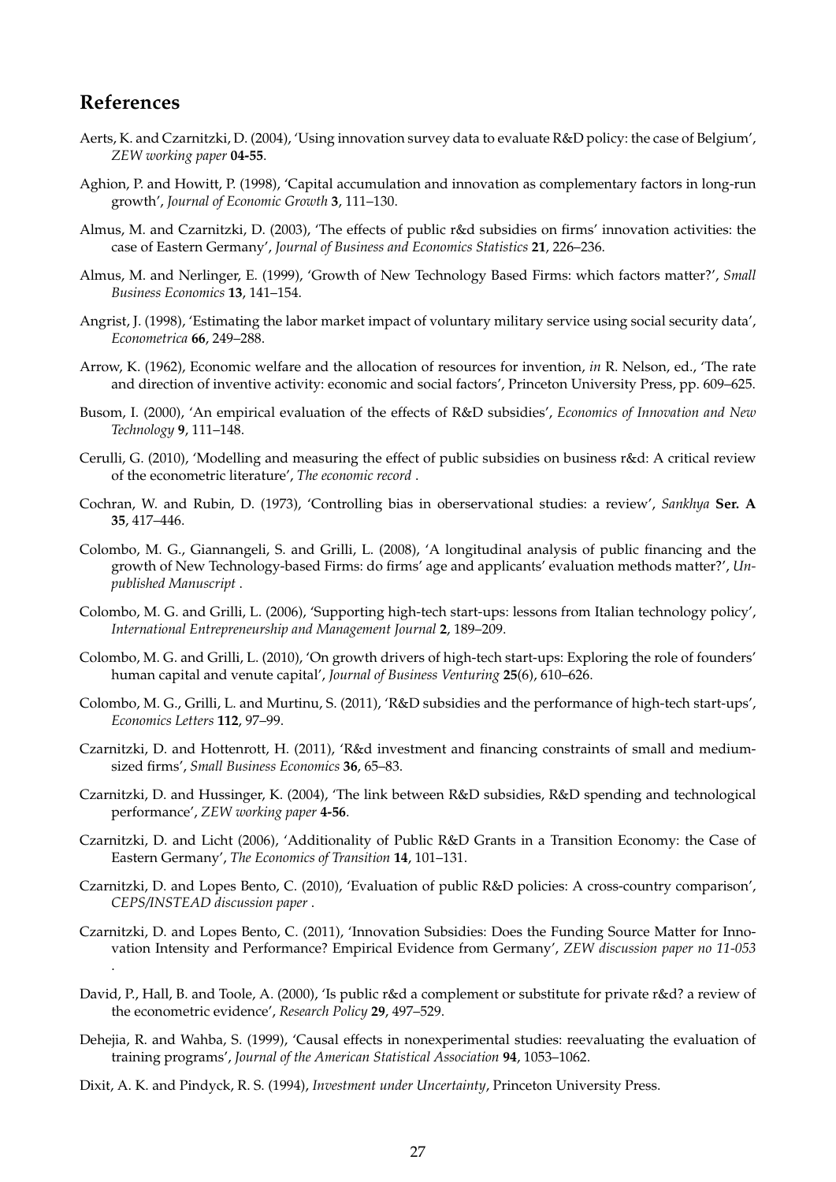## References

Aerts, K. and Czarnitzki, D. (2004), 'Using innovation survey data to evaluate R&D policy: the case of Belgium', *ZEW working paper* **04-55**.

Aghion, P. and Howitt, P. (1998), 'Capital accumulation and innovation as complementary factors in long-run growth', *Journal of Economic Growth* **3**, 111–130.

Almus, M. and Czarnitzki, D. (2003), 'The effects of public r&d subsidies on firms' innovation activities: the case of Eastern Germany', *Journal of Business and Economics Statistics* **21**, 226–236.

Almus, M. and Nerlinger, E. (1999), 'Growth of New Technology Based Firms: which factors matter?', *Small Business Economics* **13**, 141–154.

Angrist, J. (1998), 'Estimating the labor market impact of voluntary military service using social security data', *Econometrica* **66**, 249–288.

Arrow, K. (1962), Economic welfare and the allocation of resources for invention, *in* R. Nelson, ed., 'The rate and direction of inventive activity: economic and social factors', Princeton University Press, pp. 609–625.

Busom, I. (2000), 'An empirical evaluation of the effects of R&D subsidies', *Economics of Innovation and New Technology* **9**, 111–148.

Cerulli, G. (2010), 'Modelling and measuring the effect of public subsidies on business r&d: A critical review of the econometric literature', *The economic record* .

Cochran, W. and Rubin, D. (1973), 'Controlling bias in oberservational studies: a review', *Sankhya* **Ser. A 35**, 417–446.

Colombo, M. G., Giannangeli, S. and Grilli, L. (2008), 'A longitudinal analysis of public financing and the growth of New Technology-based Firms: do firms' age and applicants' evaluation methods matter?', *Unpublished Manuscript* .

Colombo, M. G. and Grilli, L. (2006), 'Supporting high-tech start-ups: lessons from Italian technology policy', *International Entrepreneurship and Management Journal* **2**, 189–209.

Colombo, M. G. and Grilli, L. (2010), 'On growth drivers of high-tech start-ups: Exploring the role of founders' human capital and venute capital', *Journal of Business Venturing* **25**(6), 610–626.

Colombo, M. G., Grilli, L. and Murtinu, S. (2011), 'R&D subsidies and the performance of high-tech start-ups', *Economics Letters* **112**, 97–99.

Czarnitzki, D. and Hottenrott, H. (2011), 'R&d investment and financing constraints of small and medium-sized firms', *Small Business Economics* **36**, 65–83.

Czarnitzki, D. and Hussinger, K. (2004), 'The link between R&D subsidies, R&D spending and technological performance', *ZEW working paper* **4-56**.

Czarnitzki, D. and Licht (2006), 'Additionality of Public R&D Grants in a Transition Economy: the Case of Eastern Germany', *The Economics of Transition* **14**, 101–131.

Czarnitzki, D. and Lopes Bento, C. (2010), 'Evaluation of public R&D policies: A cross-country comparison', *CEPS/INSTEAD discussion paper* .

Czarnitzki, D. and Lopes Bento, C. (2011), 'Innovation Subsidies: Does the Funding Source Matter for Innovation Intensity and Performance? Empirical Evidence from Germany', *ZEW discussion paper no 11-053* .

David, P., Hall, B. and Toole, A. (2000), 'Is public r&d a complement or substitute for private r&d? a review of the econometric evidence', *Research Policy* **29**, 497–529.

Dehejia, R. and Wahba, S. (1999), 'Causal effects in nonexperimental studies: reevaluating the evaluation of training programs', *Journal of the American Statistical Association* **94**, 1053–1062.

Dixit, A. K. and Pindyck, R. S. (1994), *Investment under Uncertainty*, Princeton University Press.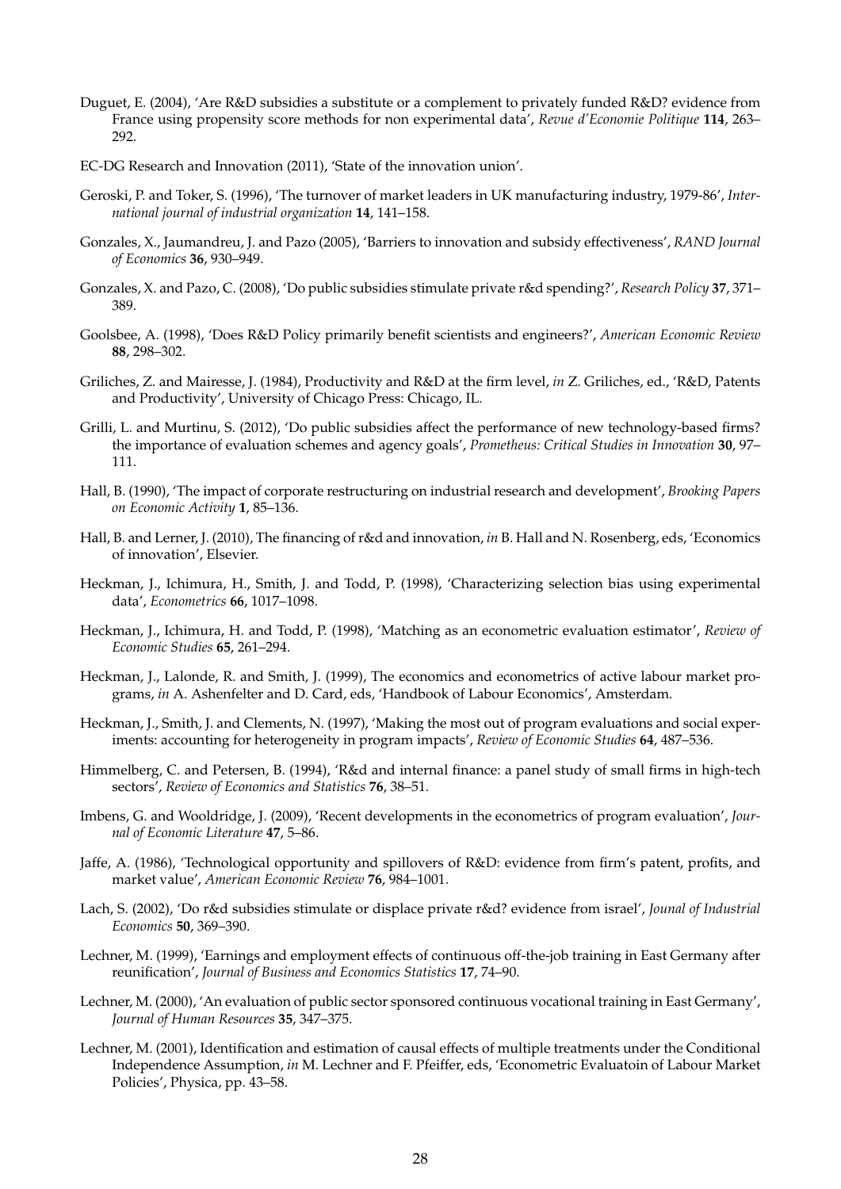Duguet, E. (2004), 'Are R&D subsidies a substitute or a complement to privately funded R&D? evidence from France using propensity score methods for non experimental data', *Revue d'Economie Politique* **114**, 263–292.

EC-DG Research and Innovation (2011), 'State of the innovation union'.

Geroski, P. and Toker, S. (1996), 'The turnover of market leaders in UK manufacturing industry, 1979-86', *International journal of industrial organization* **14**, 141–158.

Gonzales, X., Jaumandreu, J. and Pazo (2005), 'Barriers to innovation and subsidy effectiveness', *RAND Journal of Economics* **36**, 930–949.

Gonzales, X. and Pazo, C. (2008), 'Do public subsidies stimulate private r&d spending?', *Research Policy* **37**, 371–389.

Goolsbee, A. (1998), 'Does R&D Policy primarily benefit scientists and engineers?', *American Economic Review* **88**, 298–302.

Griliches, Z. and Mairesse, J. (1984), Productivity and R&D at the firm level, *in* Z. Griliches, ed., 'R&D, Patents and Productivity', University of Chicago Press: Chicago, IL.

Grilli, L. and Murtinu, S. (2012), 'Do public subsidies affect the performance of new technology-based firms? the importance of evaluation schemes and agency goals', *Prometheus: Critical Studies in Innovation* **30**, 97–111.

Hall, B. (1990), 'The impact of corporate restructuring on industrial research and development', *Brooking Papers on Economic Activity* **1**, 85–136.

Hall, B. and Lerner, J. (2010), The financing of r&d and innovation, *in* B. Hall and N. Rosenberg, eds, 'Economics of innovation', Elsevier.

Heckman, J., Ichimura, H., Smith, J. and Todd, P. (1998), 'Characterizing selection bias using experimental data', *Econometrics* **66**, 1017–1098.

Heckman, J., Ichimura, H. and Todd, P. (1998), 'Matching as an econometric evaluation estimator', *Review of Economic Studies* **65**, 261–294.

Heckman, J., Lalonde, R. and Smith, J. (1999), The economics and econometrics of active labour market programs, *in* A. Ashenfelter and D. Card, eds, 'Handbook of Labour Economics', Amsterdam.

Heckman, J., Smith, J. and Clements, N. (1997), 'Making the most out of program evaluations and social experiments: accounting for heterogeneity in program impacts', *Review of Economic Studies* **64**, 487–536.

Himmelberg, C. and Petersen, B. (1994), 'R&d and internal finance: a panel study of small firms in high-tech sectors', *Review of Economics and Statistics* **76**, 38–51.

Imbens, G. and Wooldridge, J. (2009), 'Recent developments in the econometrics of program evaluation', *Journal of Economic Literature* **47**, 5–86.

Jaffe, A. (1986), 'Technological opportunity and spillovers of R&D: evidence from firm's patent, profits, and market value', *American Economic Review* **76**, 984–1001.

Lach, S. (2002), 'Do r&d subsidies stimulate or displace private r&d? evidence from israel', *Jounal of Industrial Economics* **50**, 369–390.

Lechner, M. (1999), 'Earnings and employment effects of continuous off-the-job training in East Germany after reunification', *Journal of Business and Economics Statistics* **17**, 74–90.

Lechner, M. (2000), 'An evaluation of public sector sponsored continuous vocational training in East Germany', *Journal of Human Resources* **35**, 347–375.

Lechner, M. (2001), Identification and estimation of causal effects of multiple treatments under the Conditional Independence Assumption, *in* M. Lechner and F. Pfeiffer, eds, 'Econometric Evaluatoin of Labour Market Policies', Physica, pp. 43–58.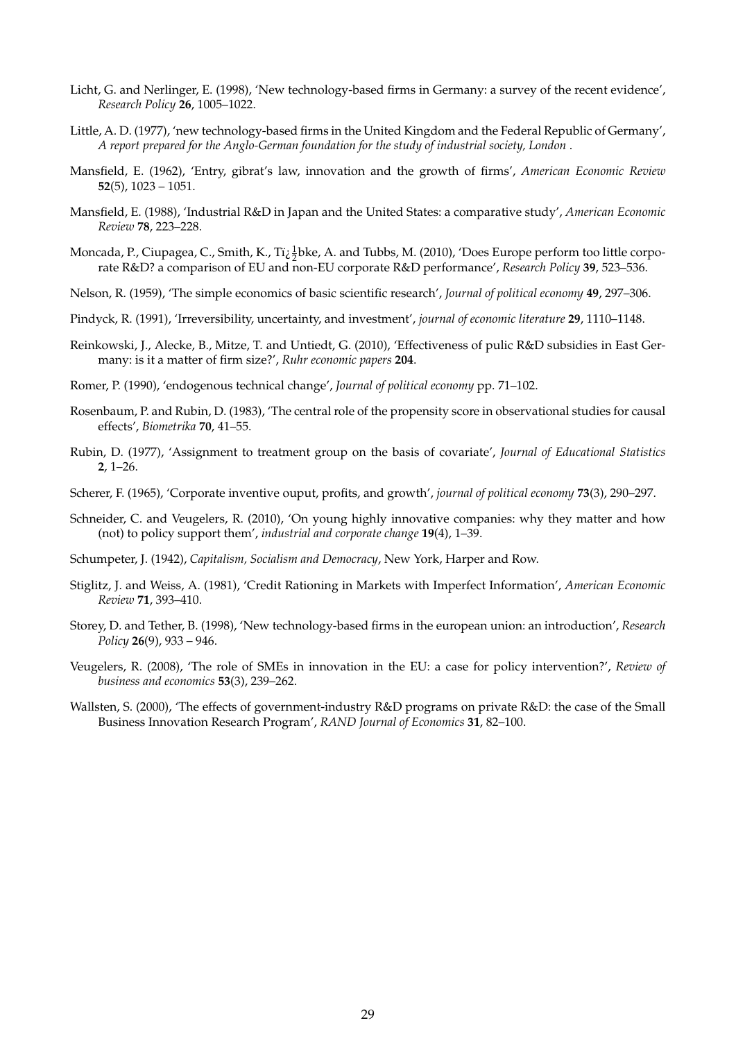Licht, G. and Nerlinger, E. (1998), 'New technology-based firms in Germany: a survey of the recent evidence', *Research Policy* **26**, 1005–1022.

Little, A. D. (1977), 'new technology-based firms in the United Kingdom and the Federal Republic of Germany', *A report prepared for the Anglo-German foundation for the study of industrial society, London* .

Mansfield, E. (1962), 'Entry, gibrat's law, innovation and the growth of firms', *American Economic Review* **52**(5), 1023 – 1051.

Mansfield, E. (1988), 'Industrial R&D in Japan and the United States: a comparative study', *American Economic Review* **78**, 223–228.

Moncada, P., Ciupagea, C., Smith, K., Tï¿½bke, A. and Tubbs, M. (2010), 'Does Europe perform too little corporate R&D? a comparison of EU and non-EU corporate R&D performance', *Research Policy* **39**, 523–536.

Nelson, R. (1959), 'The simple economics of basic scientific research', *Journal of political economy* **49**, 297–306.

Pindyck, R. (1991), 'Irreversibility, uncertainty, and investment', *journal of economic literature* **29**, 1110–1148.

Reinkowski, J., Alecke, B., Mitze, T. and Untiedt, G. (2010), 'Effectiveness of pulic R&D subsidies in East Germany: is it a matter of firm size?', *Ruhr economic papers* **204**.

Romer, P. (1990), 'endogenous technical change', *Journal of political economy* pp. 71–102.

Rosenbaum, P. and Rubin, D. (1983), 'The central role of the propensity score in observational studies for causal effects', *Biometrika* **70**, 41–55.

Rubin, D. (1977), 'Assignment to treatment group on the basis of covariate', *Journal of Educational Statistics* **2**, 1–26.

Scherer, F. (1965), 'Corporate inventive ouput, profits, and growth', *journal of political economy* **73**(3), 290–297.

Schneider, C. and Veugelers, R. (2010), 'On young highly innovative companies: why they matter and how (not) to policy support them', *industrial and corporate change* **19**(4), 1–39.

Schumpeter, J. (1942), *Capitalism, Socialism and Democracy*, New York, Harper and Row.

Stiglitz, J. and Weiss, A. (1981), 'Credit Rationing in Markets with Imperfect Information', *American Economic Review* **71**, 393–410.

Storey, D. and Tether, B. (1998), 'New technology-based firms in the european union: an introduction', *Research Policy* **26**(9), 933 – 946.

Veugelers, R. (2008), 'The role of SMEs in innovation in the EU: a case for policy intervention?', *Review of business and economics* **53**(3), 239–262.

Wallsten, S. (2000), 'The effects of government-industry R&D programs on private R&D: the case of the Small Business Innovation Research Program', *RAND Journal of Economics* **31**, 82–100.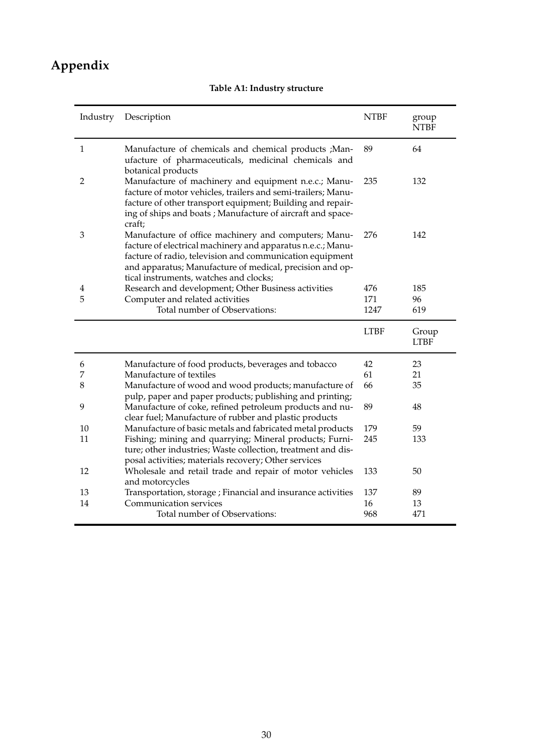# Appendix

**Table A1: Industry structure**

| Industry | Description | NTBF | group NTBF |
|---|---|---|---|
| 1 | Manufacture of chemicals and chemical products ;Manufacture of pharmaceuticals, medicinal chemicals and botanical products | 89 | 64 |
| 2 | Manufacture of machinery and equipment n.e.c.; Manufacture of motor vehicles, trailers and semi-trailers; Manufacture of other transport equipment; Building and repairing of ships and boats ; Manufacture of aircraft and spacecraft; | 235 | 132 |
| 3 | Manufacture of office machinery and computers; Manufacture of electrical machinery and apparatus n.e.c.; Manufacture of radio, television and communication equipment and apparatus; Manufacture of medical, precision and optical instruments, watches and clocks; | 276 | 142 |
| 4 | Research and development; Other Business activities | 476 | 185 |
| 5 | Computer and related activities | 171 | 96 |
| | Total number of Observations: | 1247 | 619 |
| | | LTBF | Group LTBF |
| 6 | Manufacture of food products, beverages and tobacco | 42 | 23 |
| 7 | Manufacture of textiles | 61 | 21 |
| 8 | Manufacture of wood and wood products; manufacture of pulp, paper and paper products; publishing and printing; | 66 | 35 |
| 9 | Manufacture of coke, refined petroleum products and nuclear fuel; Manufacture of rubber and plastic products | 89 | 48 |
| 10 | Manufacture of basic metals and fabricated metal products | 179 | 59 |
| 11 | Fishing; mining and quarrying; Mineral products; Furniture; other industries; Waste collection, treatment and disposal activities; materials recovery; Other services | 245 | 133 |
| 12 | Wholesale and retail trade and repair of motor vehicles and motorcycles | 133 | 50 |
| 13 | Transportation, storage ; Financial and insurance activities | 137 | 89 |
| 14 | Communication services | 16 | 13 |
| | Total number of Observations: | 968 | 471 |